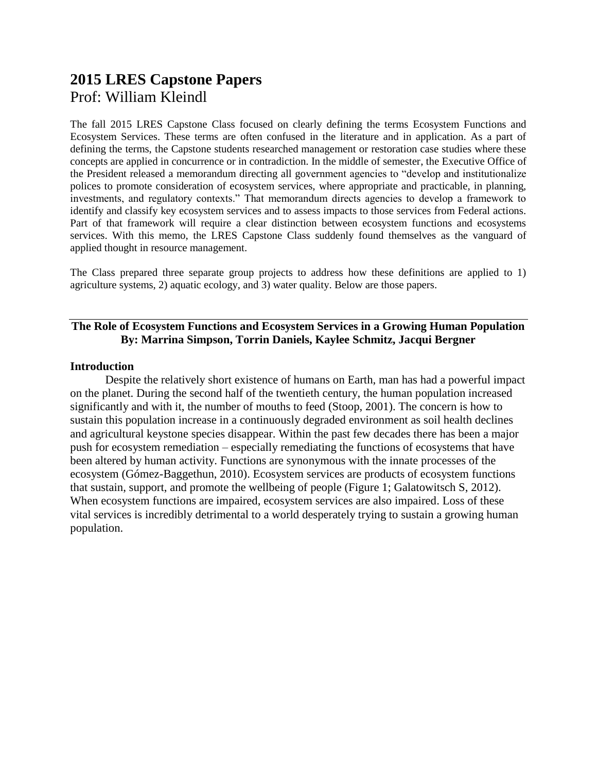# 2015 LRES Capstone Papers

Prof: William Kleindl

The fall 2015 LRES Capstone Class focused on clearly defining the terms Ecosystem Functions and Ecosystem Services. These terms are often confused in the literature and in application. As a part of defining the terms, the Capstone students researched management or restoration case studies where these concepts are applied in concurrence or in contradiction. In the middle of semester, the Executive Office of the President released a memorandum directing all government agencies to "develop and institutionalize polices to promote consideration of ecosystem services, where appropriate and practicable, in planning, investments, and regulatory contexts." That memorandum directs agencies to develop a framework to identify and classify key ecosystem services and to assess impacts to those services from Federal actions. Part of that framework will require a clear distinction between ecosystem functions and ecosystems services. With this memo, the LRES Capstone Class suddenly found themselves as the vanguard of applied thought in resource management.

The Class prepared three separate group projects to address how these definitions are applied to 1) agriculture systems, 2) aquatic ecology, and 3) water quality. Below are those papers.

---

## The Role of Ecosystem Functions and Ecosystem Services in a Growing Human Population

**By: Marrina Simpson, Torrin Daniels, Kaylee Schmitz, Jacqui Bergner**

### Introduction

Despite the relatively short existence of humans on Earth, man has had a powerful impact on the planet. During the second half of the twentieth century, the human population increased significantly and with it, the number of mouths to feed (Stoop, 2001). The concern is how to sustain this population increase in a continuously degraded environment as soil health declines and agricultural keystone species disappear. Within the past few decades there has been a major push for ecosystem remediation – especially remediating the functions of ecosystems that have been altered by human activity. Functions are synonymous with the innate processes of the ecosystem (Gómez-Baggethun, 2010). Ecosystem services are products of ecosystem functions that sustain, support, and promote the wellbeing of people (Figure 1; Galatowitsch S, 2012). When ecosystem functions are impaired, ecosystem services are also impaired. Loss of these vital services is incredibly detrimental to a world desperately trying to sustain a growing human population.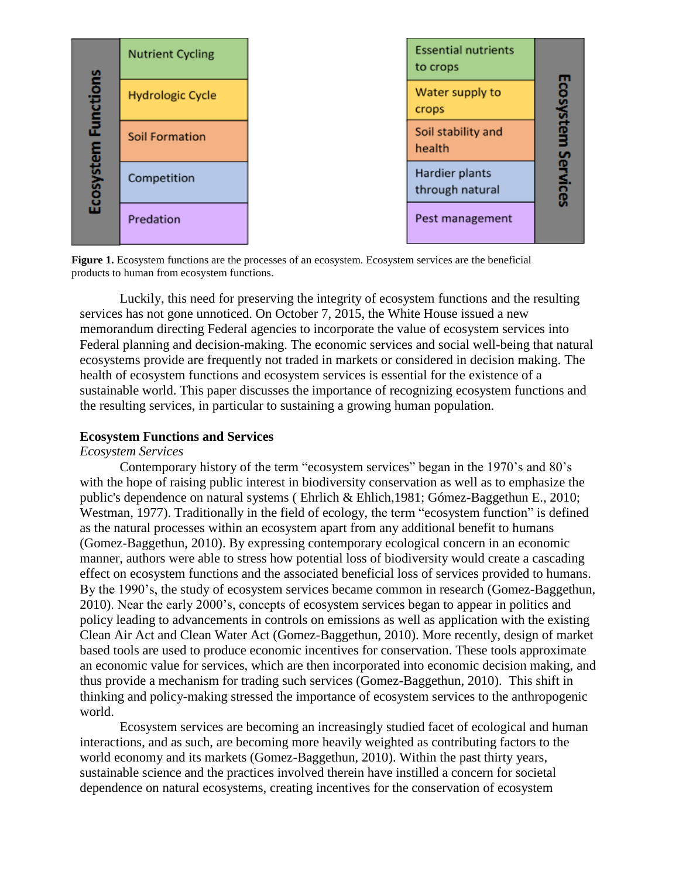| Ecosystem Functions | Ecosystem Services |
| --- | --- |
| Nutrient Cycling | Essential nutrients to crops |
| Hydrologic Cycle | Water supply to crops |
| Soil Formation | Soil stability and health |
| Competition | Hardier plants through natural |
| Predation | Pest management |

**Figure 1.** Ecosystem functions are the processes of an ecosystem. Ecosystem services are the beneficial products to human from ecosystem functions.

Luckily, this need for preserving the integrity of ecosystem functions and the resulting services has not gone unnoticed. On October 7, 2015, the White House issued a new memorandum directing Federal agencies to incorporate the value of ecosystem services into Federal planning and decision-making. The economic services and social well-being that natural ecosystems provide are frequently not traded in markets or considered in decision making. The health of ecosystem functions and ecosystem services is essential for the existence of a sustainable world. This paper discusses the importance of recognizing ecosystem functions and the resulting services, in particular to sustaining a growing human population.

## Ecosystem Functions and Services

### *Ecosystem Services*

Contemporary history of the term "ecosystem services" began in the 1970's and 80's with the hope of raising public interest in biodiversity conservation as well as to emphasize the public's dependence on natural systems ( Ehrlich & Ehlich,1981; Gómez-Baggethun E., 2010; Westman, 1977). Traditionally in the field of ecology, the term "ecosystem function" is defined as the natural processes within an ecosystem apart from any additional benefit to humans (Gomez-Baggethun, 2010). By expressing contemporary ecological concern in an economic manner, authors were able to stress how potential loss of biodiversity would create a cascading effect on ecosystem functions and the associated beneficial loss of services provided to humans. By the 1990's, the study of ecosystem services became common in research (Gomez-Baggethun, 2010). Near the early 2000's, concepts of ecosystem services began to appear in politics and policy leading to advancements in controls on emissions as well as application with the existing Clean Air Act and Clean Water Act (Gomez-Baggethun, 2010). More recently, design of market based tools are used to produce economic incentives for conservation. These tools approximate an economic value for services, which are then incorporated into economic decision making, and thus provide a mechanism for trading such services (Gomez-Baggethun, 2010). This shift in thinking and policy-making stressed the importance of ecosystem services to the anthropogenic world.

Ecosystem services are becoming an increasingly studied facet of ecological and human interactions, and as such, are becoming more heavily weighted as contributing factors to the world economy and its markets (Gomez-Baggethun, 2010). Within the past thirty years, sustainable science and the practices involved therein have instilled a concern for societal dependence on natural ecosystems, creating incentives for the conservation of ecosystem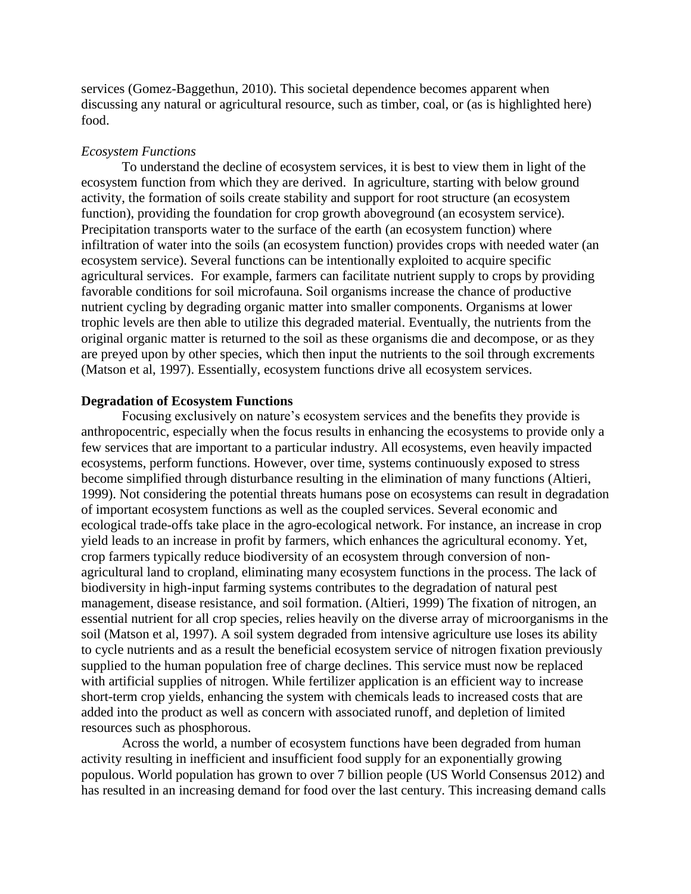services (Gomez-Baggethun, 2010). This societal dependence becomes apparent when discussing any natural or agricultural resource, such as timber, coal, or (as is highlighted here) food.

*Ecosystem Functions*

To understand the decline of ecosystem services, it is best to view them in light of the ecosystem function from which they are derived. In agriculture, starting with below ground activity, the formation of soils create stability and support for root structure (an ecosystem function), providing the foundation for crop growth aboveground (an ecosystem service). Precipitation transports water to the surface of the earth (an ecosystem function) where infiltration of water into the soils (an ecosystem function) provides crops with needed water (an ecosystem service). Several functions can be intentionally exploited to acquire specific agricultural services. For example, farmers can facilitate nutrient supply to crops by providing favorable conditions for soil microfauna. Soil organisms increase the chance of productive nutrient cycling by degrading organic matter into smaller components. Organisms at lower trophic levels are then able to utilize this degraded material. Eventually, the nutrients from the original organic matter is returned to the soil as these organisms die and decompose, or as they are preyed upon by other species, which then input the nutrients to the soil through excrements (Matson et al, 1997). Essentially, ecosystem functions drive all ecosystem services.

**Degradation of Ecosystem Functions**

Focusing exclusively on nature's ecosystem services and the benefits they provide is anthropocentric, especially when the focus results in enhancing the ecosystems to provide only a few services that are important to a particular industry. All ecosystems, even heavily impacted ecosystems, perform functions. However, over time, systems continuously exposed to stress become simplified through disturbance resulting in the elimination of many functions (Altieri, 1999). Not considering the potential threats humans pose on ecosystems can result in degradation of important ecosystem functions as well as the coupled services. Several economic and ecological trade-offs take place in the agro-ecological network. For instance, an increase in crop yield leads to an increase in profit by farmers, which enhances the agricultural economy. Yet, crop farmers typically reduce biodiversity of an ecosystem through conversion of non-agricultural land to cropland, eliminating many ecosystem functions in the process. The lack of biodiversity in high-input farming systems contributes to the degradation of natural pest management, disease resistance, and soil formation. (Altieri, 1999) The fixation of nitrogen, an essential nutrient for all crop species, relies heavily on the diverse array of microorganisms in the soil (Matson et al, 1997). A soil system degraded from intensive agriculture use loses its ability to cycle nutrients and as a result the beneficial ecosystem service of nitrogen fixation previously supplied to the human population free of charge declines. This service must now be replaced with artificial supplies of nitrogen. While fertilizer application is an efficient way to increase short-term crop yields, enhancing the system with chemicals leads to increased costs that are added into the product as well as concern with associated runoff, and depletion of limited resources such as phosphorous.

Across the world, a number of ecosystem functions have been degraded from human activity resulting in inefficient and insufficient food supply for an exponentially growing populous. World population has grown to over 7 billion people (US World Consensus 2012) and has resulted in an increasing demand for food over the last century. This increasing demand calls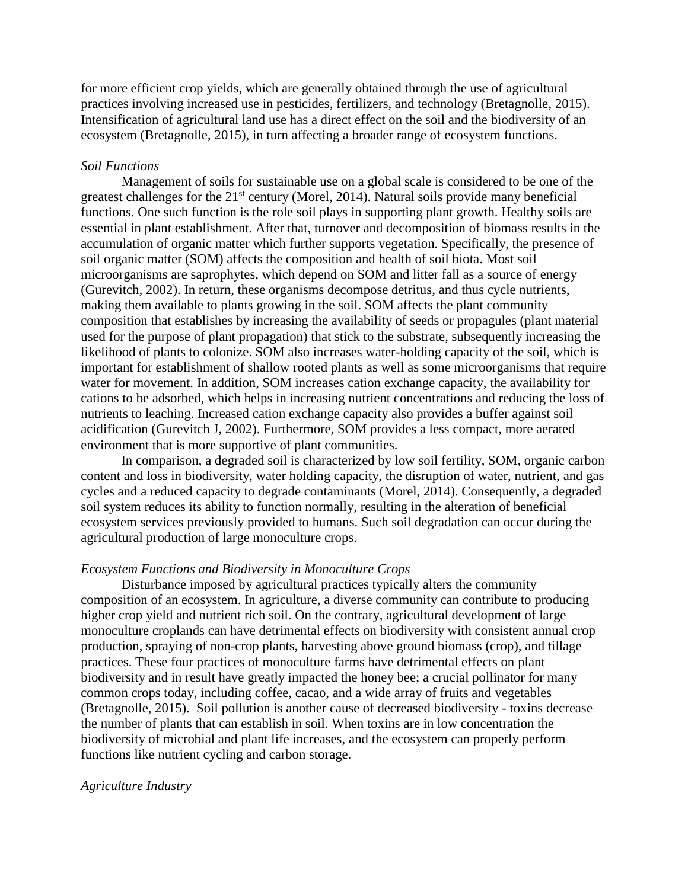for more efficient crop yields, which are generally obtained through the use of agricultural practices involving increased use in pesticides, fertilizers, and technology (Bretagnolle, 2015). Intensification of agricultural land use has a direct effect on the soil and the biodiversity of an ecosystem (Bretagnolle, 2015), in turn affecting a broader range of ecosystem functions.

*Soil Functions*

Management of soils for sustainable use on a global scale is considered to be one of the greatest challenges for the 21st century (Morel, 2014). Natural soils provide many beneficial functions. One such function is the role soil plays in supporting plant growth. Healthy soils are essential in plant establishment. After that, turnover and decomposition of biomass results in the accumulation of organic matter which further supports vegetation. Specifically, the presence of soil organic matter (SOM) affects the composition and health of soil biota. Most soil microorganisms are saprophytes, which depend on SOM and litter fall as a source of energy (Gurevitch, 2002). In return, these organisms decompose detritus, and thus cycle nutrients, making them available to plants growing in the soil. SOM affects the plant community composition that establishes by increasing the availability of seeds or propagules (plant material used for the purpose of plant propagation) that stick to the substrate, subsequently increasing the likelihood of plants to colonize. SOM also increases water-holding capacity of the soil, which is important for establishment of shallow rooted plants as well as some microorganisms that require water for movement. In addition, SOM increases cation exchange capacity, the availability for cations to be adsorbed, which helps in increasing nutrient concentrations and reducing the loss of nutrients to leaching. Increased cation exchange capacity also provides a buffer against soil acidification (Gurevitch J, 2002). Furthermore, SOM provides a less compact, more aerated environment that is more supportive of plant communities.

In comparison, a degraded soil is characterized by low soil fertility, SOM, organic carbon content and loss in biodiversity, water holding capacity, the disruption of water, nutrient, and gas cycles and a reduced capacity to degrade contaminants (Morel, 2014). Consequently, a degraded soil system reduces its ability to function normally, resulting in the alteration of beneficial ecosystem services previously provided to humans. Such soil degradation can occur during the agricultural production of large monoculture crops.

*Ecosystem Functions and Biodiversity in Monoculture Crops*

Disturbance imposed by agricultural practices typically alters the community composition of an ecosystem. In agriculture, a diverse community can contribute to producing higher crop yield and nutrient rich soil. On the contrary, agricultural development of large monoculture croplands can have detrimental effects on biodiversity with consistent annual crop production, spraying of non-crop plants, harvesting above ground biomass (crop), and tillage practices. These four practices of monoculture farms have detrimental effects on plant biodiversity and in result have greatly impacted the honey bee; a crucial pollinator for many common crops today, including coffee, cacao, and a wide array of fruits and vegetables (Bretagnolle, 2015). Soil pollution is another cause of decreased biodiversity - toxins decrease the number of plants that can establish in soil. When toxins are in low concentration the biodiversity of microbial and plant life increases, and the ecosystem can properly perform functions like nutrient cycling and carbon storage.

*Agriculture Industry*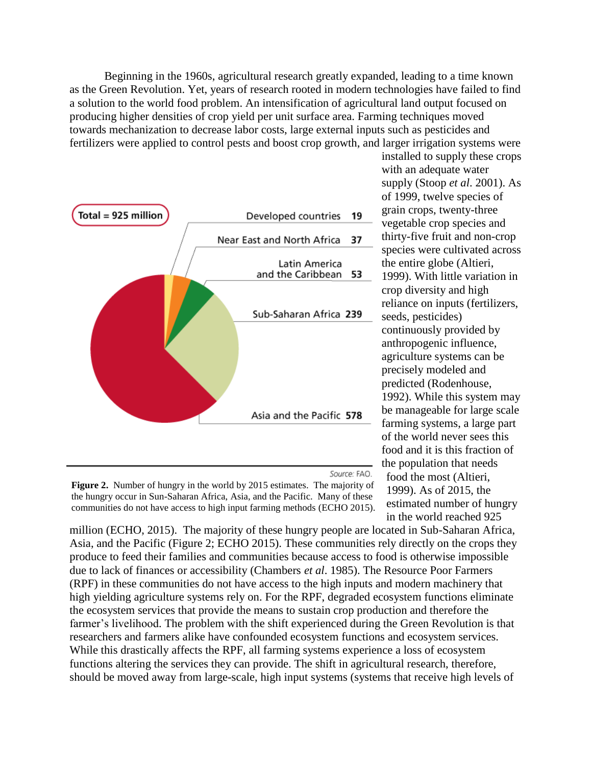Beginning in the 1960s, agricultural research greatly expanded, leading to a time known as the Green Revolution. Yet, years of research rooted in modern technologies have failed to find a solution to the world food problem. An intensification of agricultural land output focused on producing higher densities of crop yield per unit surface area. Farming techniques moved towards mechanization to decrease labor costs, large external inputs such as pesticides and fertilizers were applied to control pests and boost crop growth, and larger irrigation systems were installed to supply these crops with an adequate water supply (Stoop *et al*. 2001). As of 1999, twelve species of grain crops, twenty-three vegetable crop species and thirty-five fruit and non-crop species were cultivated across the entire globe (Altieri, 1999). With little variation in crop diversity and high reliance on inputs (fertilizers, seeds, pesticides) continuously provided by anthropogenic influence, agriculture systems can be precisely modeled and predicted (Rodenhouse, 1992). While this system may be manageable for large scale farming systems, a large part of the world never sees this food and it is this fraction of the population that needs food the most (Altieri, 1999). As of 2015, the estimated number of hungry in the world reached 925 million (ECHO, 2015). The majority of these hungry people are located in Sub-Saharan Africa, Asia, and the Pacific (Figure 2; ECHO 2015). These communities rely directly on the crops they produce to feed their families and communities because access to food is otherwise impossible due to lack of finances or accessibility (Chambers *et al*. 1985). The Resource Poor Farmers (RPF) in these communities do not have access to the high inputs and modern machinery that high yielding agriculture systems rely on. For the RPF, degraded ecosystem functions eliminate the ecosystem services that provide the means to sustain crop production and therefore the farmer's livelihood. The problem with the shift experienced during the Green Revolution is that researchers and farmers alike have confounded ecosystem functions and ecosystem services. While this drastically affects the RPF, all farming systems experience a loss of ecosystem functions altering the services they can provide. The shift in agricultural research, therefore, should be moved away from large-scale, high input systems (systems that receive high levels of

Total = 925 million

| Region | Number of hungry (millions) |
|---|---|
| Developed countries | 19 |
| Near East and North Africa | 37 |
| Latin America and the Caribbean | 53 |
| Sub-Saharan Africa | 239 |
| Asia and the Pacific | 578 |

Source: FAO.

**Figure 2.** Number of hungry in the world by 2015 estimates. The majority of the hungry occur in Sun-Saharan Africa, Asia, and the Pacific. Many of these communities do not have access to high input farming methods (ECHO 2015).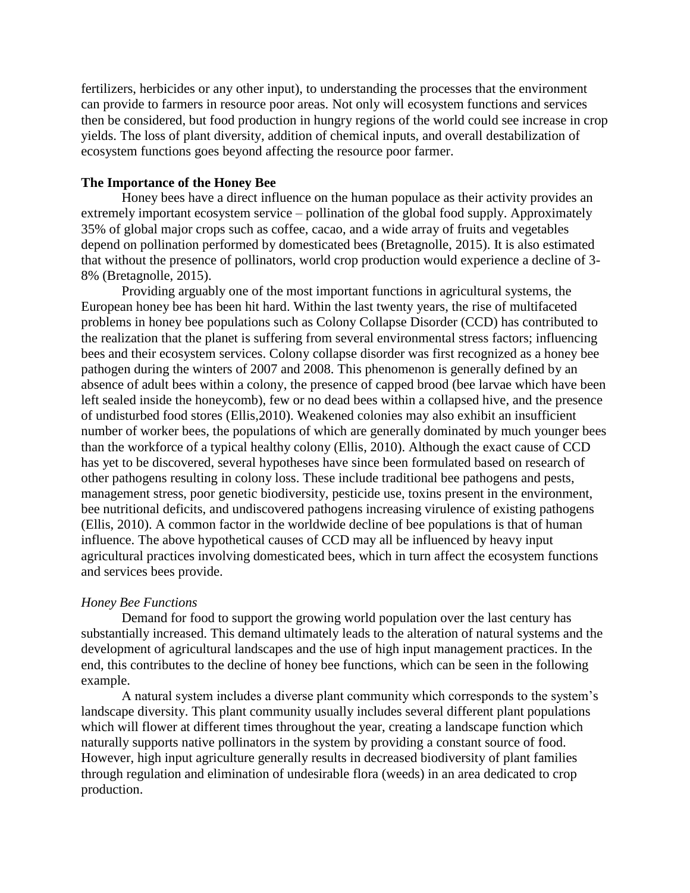fertilizers, herbicides or any other input), to understanding the processes that the environment can provide to farmers in resource poor areas. Not only will ecosystem functions and services then be considered, but food production in hungry regions of the world could see increase in crop yields. The loss of plant diversity, addition of chemical inputs, and overall destabilization of ecosystem functions goes beyond affecting the resource poor farmer.

**The Importance of the Honey Bee**

Honey bees have a direct influence on the human populace as their activity provides an extremely important ecosystem service – pollination of the global food supply. Approximately 35% of global major crops such as coffee, cacao, and a wide array of fruits and vegetables depend on pollination performed by domesticated bees (Bretagnolle, 2015). It is also estimated that without the presence of pollinators, world crop production would experience a decline of 3-8% (Bretagnolle, 2015).

Providing arguably one of the most important functions in agricultural systems, the European honey bee has been hit hard. Within the last twenty years, the rise of multifaceted problems in honey bee populations such as Colony Collapse Disorder (CCD) has contributed to the realization that the planet is suffering from several environmental stress factors; influencing bees and their ecosystem services. Colony collapse disorder was first recognized as a honey bee pathogen during the winters of 2007 and 2008. This phenomenon is generally defined by an absence of adult bees within a colony, the presence of capped brood (bee larvae which have been left sealed inside the honeycomb), few or no dead bees within a collapsed hive, and the presence of undisturbed food stores (Ellis,2010). Weakened colonies may also exhibit an insufficient number of worker bees, the populations of which are generally dominated by much younger bees than the workforce of a typical healthy colony (Ellis, 2010). Although the exact cause of CCD has yet to be discovered, several hypotheses have since been formulated based on research of other pathogens resulting in colony loss. These include traditional bee pathogens and pests, management stress, poor genetic biodiversity, pesticide use, toxins present in the environment, bee nutritional deficits, and undiscovered pathogens increasing virulence of existing pathogens (Ellis, 2010). A common factor in the worldwide decline of bee populations is that of human influence. The above hypothetical causes of CCD may all be influenced by heavy input agricultural practices involving domesticated bees, which in turn affect the ecosystem functions and services bees provide.

*Honey Bee Functions*

Demand for food to support the growing world population over the last century has substantially increased. This demand ultimately leads to the alteration of natural systems and the development of agricultural landscapes and the use of high input management practices. In the end, this contributes to the decline of honey bee functions, which can be seen in the following example.

A natural system includes a diverse plant community which corresponds to the system's landscape diversity. This plant community usually includes several different plant populations which will flower at different times throughout the year, creating a landscape function which naturally supports native pollinators in the system by providing a constant source of food. However, high input agriculture generally results in decreased biodiversity of plant families through regulation and elimination of undesirable flora (weeds) in an area dedicated to crop production.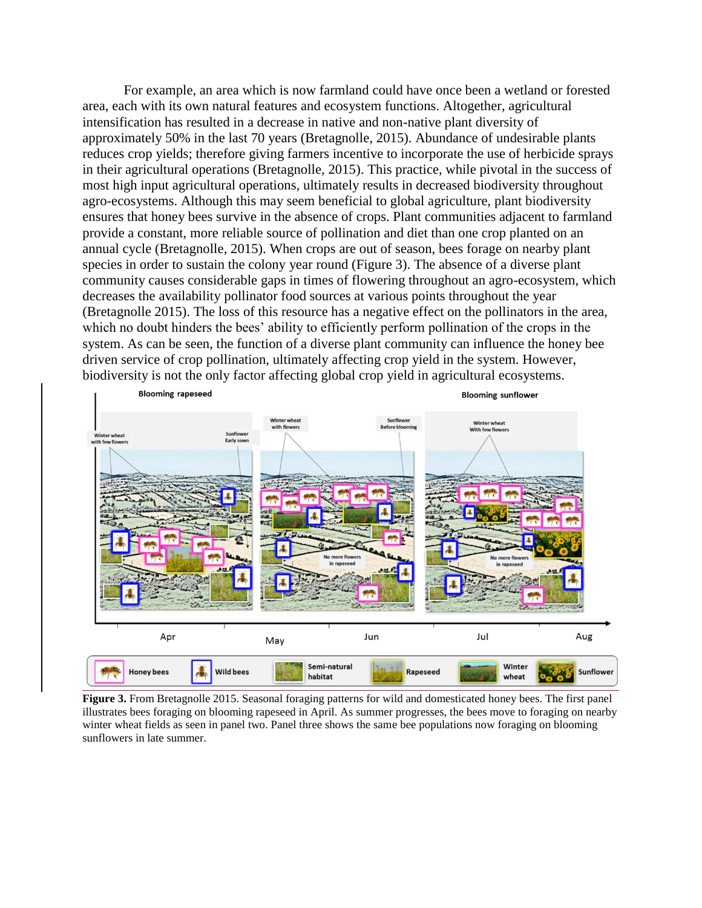For example, an area which is now farmland could have once been a wetland or forested area, each with its own natural features and ecosystem functions. Altogether, agricultural intensification has resulted in a decrease in native and non-native plant diversity of approximately 50% in the last 70 years (Bretagnolle, 2015). Abundance of undesirable plants reduces crop yields; therefore giving farmers incentive to incorporate the use of herbicide sprays in their agricultural operations (Bretagnolle, 2015). This practice, while pivotal in the success of most high input agricultural operations, ultimately results in decreased biodiversity throughout agro-ecosystems. Although this may seem beneficial to global agriculture, plant biodiversity ensures that honey bees survive in the absence of crops. Plant communities adjacent to farmland provide a constant, more reliable source of pollination and diet than one crop planted on an annual cycle (Bretagnolle, 2015). When crops are out of season, bees forage on nearby plant species in order to sustain the colony year round (Figure 3). The absence of a diverse plant community causes considerable gaps in times of flowering throughout an agro-ecosystem, which decreases the availability pollinator food sources at various points throughout the year (Bretagnolle 2015). The loss of this resource has a negative effect on the pollinators in the area, which no doubt hinders the bees' ability to efficiently perform pollination of the crops in the system. As can be seen, the function of a diverse plant community can influence the honey bee driven service of crop pollination, ultimately affecting crop yield in the system. However, biodiversity is not the only factor affecting global crop yield in agricultural ecosystems.

**Figure 3.** From Bretagnolle 2015. Seasonal foraging patterns for wild and domesticated honey bees. The first panel illustrates bees foraging on blooming rapeseed in April. As summer progresses, the bees move to foraging on nearby winter wheat fields as seen in panel two. Panel three shows the same bee populations now foraging on blooming sunflowers in late summer.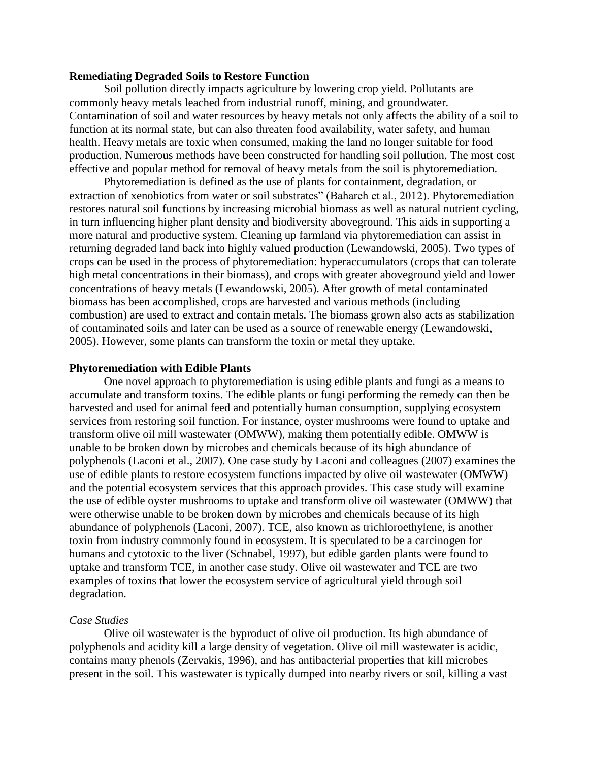**Remediating Degraded Soils to Restore Function**

Soil pollution directly impacts agriculture by lowering crop yield. Pollutants are commonly heavy metals leached from industrial runoff, mining, and groundwater. Contamination of soil and water resources by heavy metals not only affects the ability of a soil to function at its normal state, but can also threaten food availability, water safety, and human health. Heavy metals are toxic when consumed, making the land no longer suitable for food production. Numerous methods have been constructed for handling soil pollution. The most cost effective and popular method for removal of heavy metals from the soil is phytoremediation.

Phytoremediation is defined as the use of plants for containment, degradation, or extraction of xenobiotics from water or soil substrates" (Bahareh et al., 2012). Phytoremediation restores natural soil functions by increasing microbial biomass as well as natural nutrient cycling, in turn influencing higher plant density and biodiversity aboveground. This aids in supporting a more natural and productive system. Cleaning up farmland via phytoremediation can assist in returning degraded land back into highly valued production (Lewandowski, 2005). Two types of crops can be used in the process of phytoremediation: hyperaccumulators (crops that can tolerate high metal concentrations in their biomass), and crops with greater aboveground yield and lower concentrations of heavy metals (Lewandowski, 2005). After growth of metal contaminated biomass has been accomplished, crops are harvested and various methods (including combustion) are used to extract and contain metals. The biomass grown also acts as stabilization of contaminated soils and later can be used as a source of renewable energy (Lewandowski, 2005). However, some plants can transform the toxin or metal they uptake.

**Phytoremediation with Edible Plants**

One novel approach to phytoremediation is using edible plants and fungi as a means to accumulate and transform toxins. The edible plants or fungi performing the remedy can then be harvested and used for animal feed and potentially human consumption, supplying ecosystem services from restoring soil function. For instance, oyster mushrooms were found to uptake and transform olive oil mill wastewater (OMWW), making them potentially edible. OMWW is unable to be broken down by microbes and chemicals because of its high abundance of polyphenols (Laconi et al., 2007). One case study by Laconi and colleagues (2007) examines the use of edible plants to restore ecosystem functions impacted by olive oil wastewater (OMWW) and the potential ecosystem services that this approach provides. This case study will examine the use of edible oyster mushrooms to uptake and transform olive oil wastewater (OMWW) that were otherwise unable to be broken down by microbes and chemicals because of its high abundance of polyphenols (Laconi, 2007). TCE, also known as trichloroethylene, is another toxin from industry commonly found in ecosystem. It is speculated to be a carcinogen for humans and cytotoxic to the liver (Schnabel, 1997), but edible garden plants were found to uptake and transform TCE, in another case study. Olive oil wastewater and TCE are two examples of toxins that lower the ecosystem service of agricultural yield through soil degradation.

*Case Studies*

Olive oil wastewater is the byproduct of olive oil production. Its high abundance of polyphenols and acidity kill a large density of vegetation. Olive oil mill wastewater is acidic, contains many phenols (Zervakis, 1996), and has antibacterial properties that kill microbes present in the soil. This wastewater is typically dumped into nearby rivers or soil, killing a vast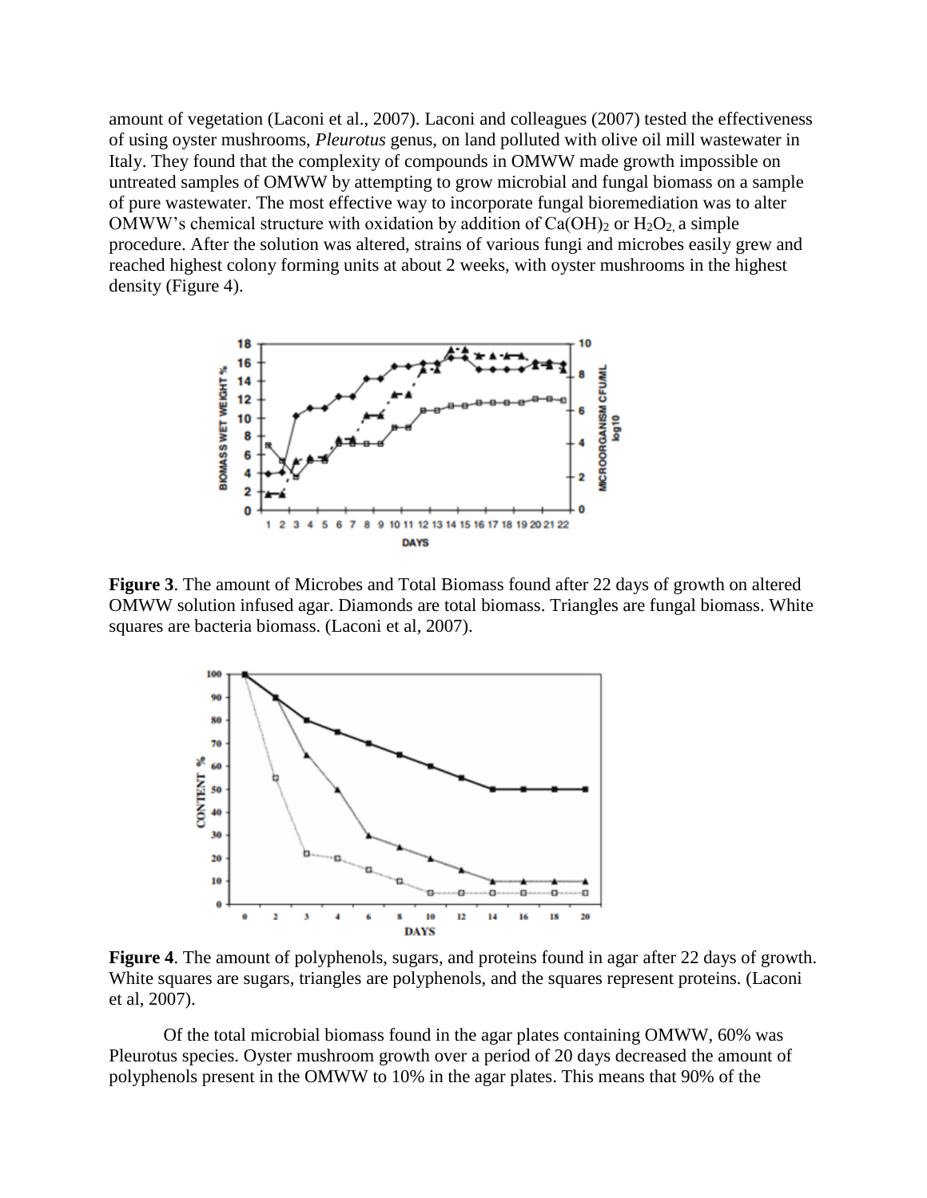amount of vegetation (Laconi et al., 2007). Laconi and colleagues (2007) tested the effectiveness of using oyster mushrooms, *Pleurotus* genus, on land polluted with olive oil mill wastewater in Italy. They found that the complexity of compounds in OMWW made growth impossible on untreated samples of OMWW by attempting to grow microbial and fungal biomass on a sample of pure wastewater. The most effective way to incorporate fungal bioremediation was to alter OMWW's chemical structure with oxidation by addition of $Ca(OH)_2$ or $H_2O_2$, a simple procedure. After the solution was altered, strains of various fungi and microbes easily grew and reached highest colony forming units at about 2 weeks, with oyster mushrooms in the highest density (Figure 4).

**Figure 3**. The amount of Microbes and Total Biomass found after 22 days of growth on altered OMWW solution infused agar. Diamonds are total biomass. Triangles are fungal biomass. White squares are bacteria biomass. (Laconi et al, 2007).

**Figure 4**. The amount of polyphenols, sugars, and proteins found in agar after 22 days of growth. White squares are sugars, triangles are polyphenols, and the squares represent proteins. (Laconi et al, 2007).

Of the total microbial biomass found in the agar plates containing OMWW, 60% was Pleurotus species. Oyster mushroom growth over a period of 20 days decreased the amount of polyphenols present in the OMWW to 10% in the agar plates. This means that 90% of the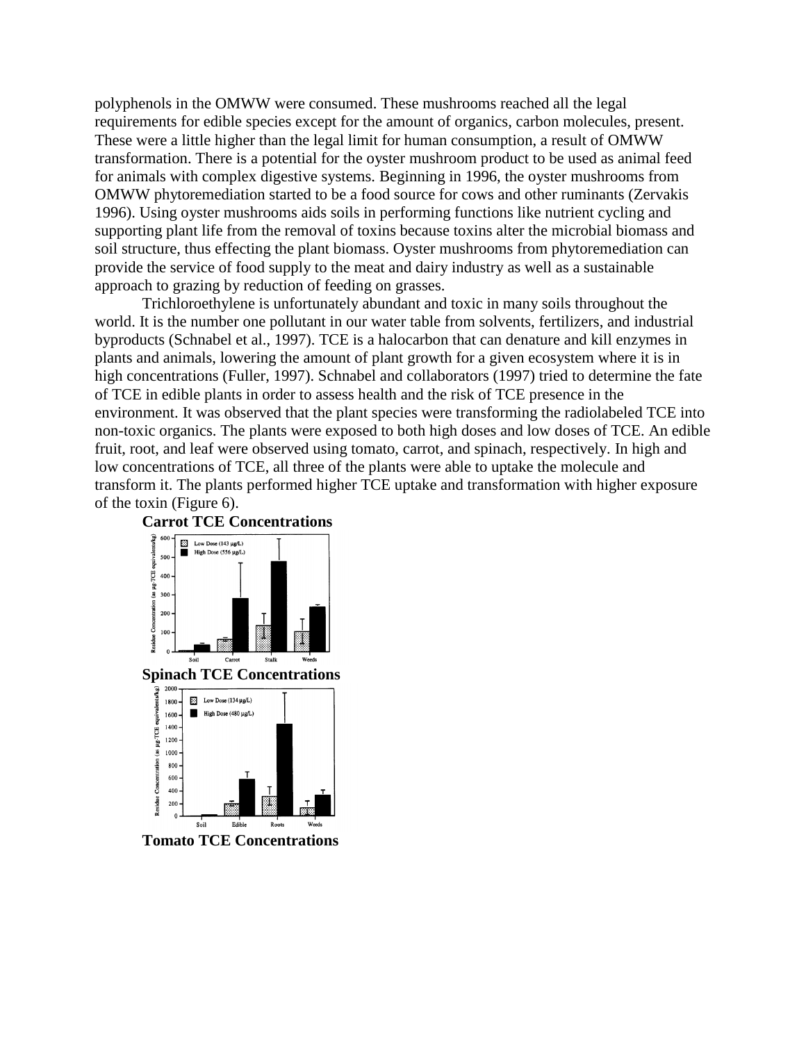polyphenols in the OMWW were consumed. These mushrooms reached all the legal requirements for edible species except for the amount of organics, carbon molecules, present. These were a little higher than the legal limit for human consumption, a result of OMWW transformation. There is a potential for the oyster mushroom product to be used as animal feed for animals with complex digestive systems. Beginning in 1996, the oyster mushrooms from OMWW phytoremediation started to be a food source for cows and other ruminants (Zervakis 1996). Using oyster mushrooms aids soils in performing functions like nutrient cycling and supporting plant life from the removal of toxins because toxins alter the microbial biomass and soil structure, thus effecting the plant biomass. Oyster mushrooms from phytoremediation can provide the service of food supply to the meat and dairy industry as well as a sustainable approach to grazing by reduction of feeding on grasses.

Trichloroethylene is unfortunately abundant and toxic in many soils throughout the world. It is the number one pollutant in our water table from solvents, fertilizers, and industrial byproducts (Schnabel et al., 1997). TCE is a halocarbon that can denature and kill enzymes in plants and animals, lowering the amount of plant growth for a given ecosystem where it is in high concentrations (Fuller, 1997). Schnabel and collaborators (1997) tried to determine the fate of TCE in edible plants in order to assess health and the risk of TCE presence in the environment. It was observed that the plant species were transforming the radiolabeled TCE into non-toxic organics. The plants were exposed to both high doses and low doses of TCE. An edible fruit, root, and leaf were observed using tomato, carrot, and spinach, respectively. In high and low concentrations of TCE, all three of the plants were able to uptake the molecule and transform it. The plants performed higher TCE uptake and transformation with higher exposure of the toxin (Figure 6).

**Carrot TCE Concentrations**

**Spinach TCE Concentrations**

**Tomato TCE Concentrations**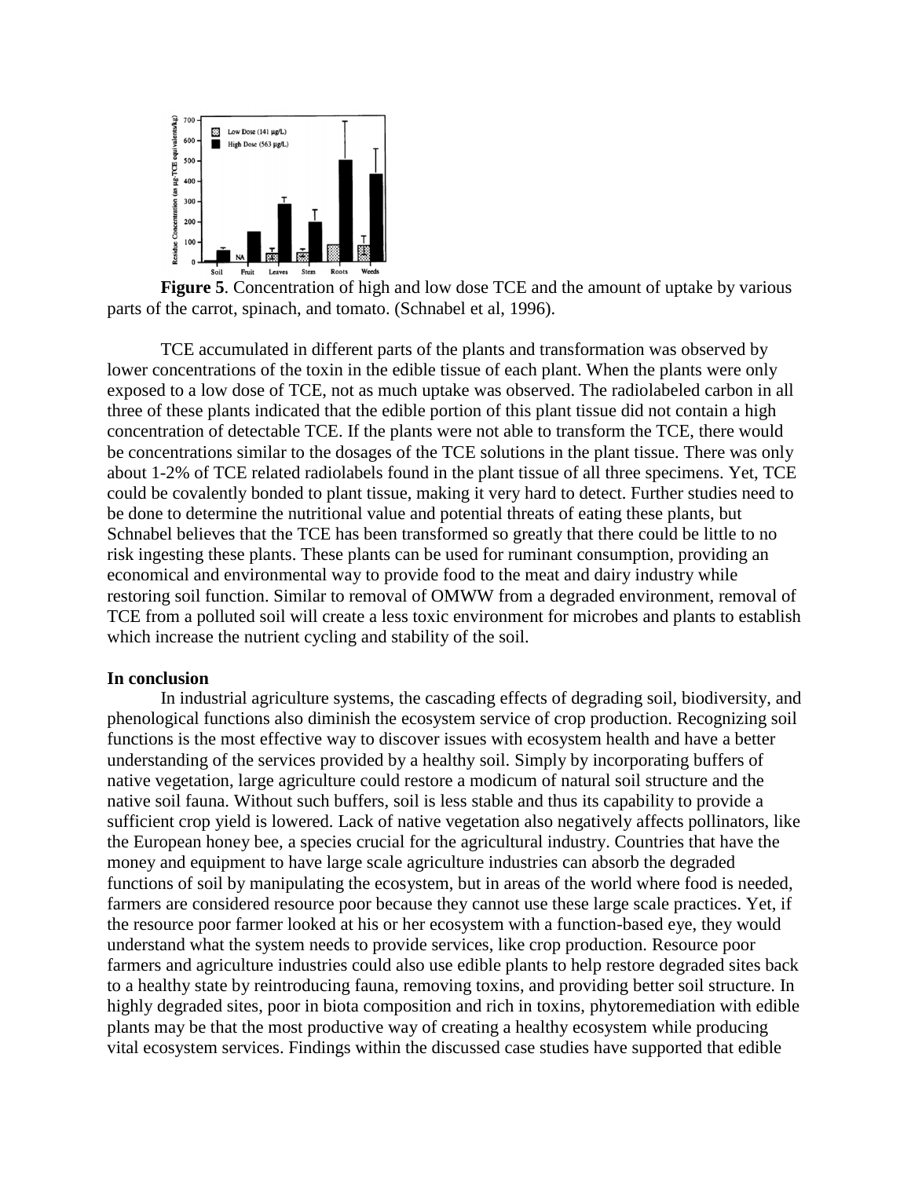**Figure 5**. Concentration of high and low dose TCE and the amount of uptake by various parts of the carrot, spinach, and tomato. (Schnabel et al, 1996).

TCE accumulated in different parts of the plants and transformation was observed by lower concentrations of the toxin in the edible tissue of each plant. When the plants were only exposed to a low dose of TCE, not as much uptake was observed. The radiolabeled carbon in all three of these plants indicated that the edible portion of this plant tissue did not contain a high concentration of detectable TCE. If the plants were not able to transform the TCE, there would be concentrations similar to the dosages of the TCE solutions in the plant tissue. There was only about 1-2% of TCE related radiolabels found in the plant tissue of all three specimens. Yet, TCE could be covalently bonded to plant tissue, making it very hard to detect. Further studies need to be done to determine the nutritional value and potential threats of eating these plants, but Schnabel believes that the TCE has been transformed so greatly that there could be little to no risk ingesting these plants. These plants can be used for ruminant consumption, providing an economical and environmental way to provide food to the meat and dairy industry while restoring soil function. Similar to removal of OMWW from a degraded environment, removal of TCE from a polluted soil will create a less toxic environment for microbes and plants to establish which increase the nutrient cycling and stability of the soil.

**In conclusion**

In industrial agriculture systems, the cascading effects of degrading soil, biodiversity, and phenological functions also diminish the ecosystem service of crop production. Recognizing soil functions is the most effective way to discover issues with ecosystem health and have a better understanding of the services provided by a healthy soil. Simply by incorporating buffers of native vegetation, large agriculture could restore a modicum of natural soil structure and the native soil fauna. Without such buffers, soil is less stable and thus its capability to provide a sufficient crop yield is lowered. Lack of native vegetation also negatively affects pollinators, like the European honey bee, a species crucial for the agricultural industry. Countries that have the money and equipment to have large scale agriculture industries can absorb the degraded functions of soil by manipulating the ecosystem, but in areas of the world where food is needed, farmers are considered resource poor because they cannot use these large scale practices. Yet, if the resource poor farmer looked at his or her ecosystem with a function-based eye, they would understand what the system needs to provide services, like crop production. Resource poor farmers and agriculture industries could also use edible plants to help restore degraded sites back to a healthy state by reintroducing fauna, removing toxins, and providing better soil structure. In highly degraded sites, poor in biota composition and rich in toxins, phytoremediation with edible plants may be that the most productive way of creating a healthy ecosystem while producing vital ecosystem services. Findings within the discussed case studies have supported that edible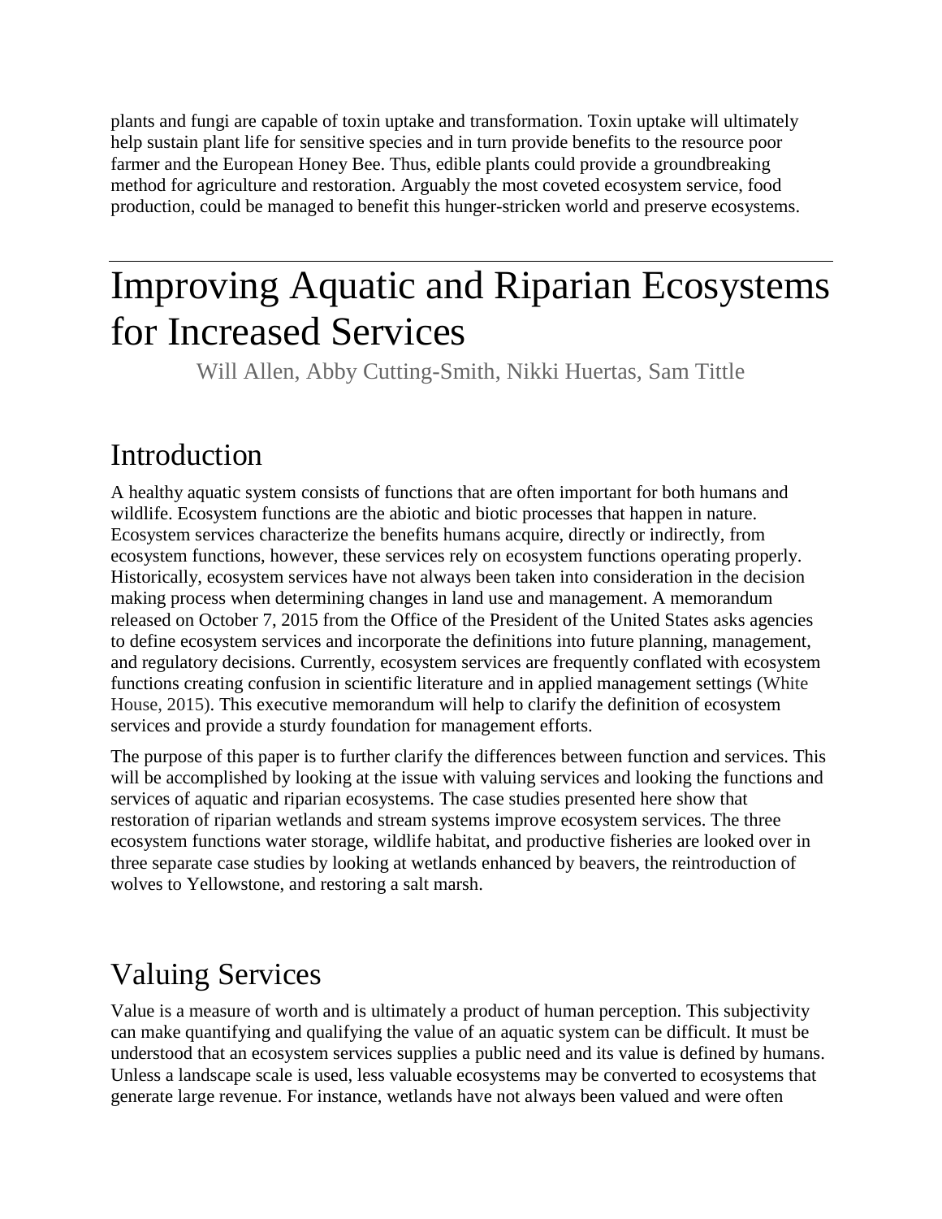plants and fungi are capable of toxin uptake and transformation. Toxin uptake will ultimately help sustain plant life for sensitive species and in turn provide benefits to the resource poor farmer and the European Honey Bee. Thus, edible plants could provide a groundbreaking method for agriculture and restoration. Arguably the most coveted ecosystem service, food production, could be managed to benefit this hunger-stricken world and preserve ecosystems.

# Improving Aquatic and Riparian Ecosystems for Increased Services

Will Allen, Abby Cutting-Smith, Nikki Huertas, Sam Tittle

## Introduction

A healthy aquatic system consists of functions that are often important for both humans and wildlife. Ecosystem functions are the abiotic and biotic processes that happen in nature. Ecosystem services characterize the benefits humans acquire, directly or indirectly, from ecosystem functions, however, these services rely on ecosystem functions operating properly. Historically, ecosystem services have not always been taken into consideration in the decision making process when determining changes in land use and management. A memorandum released on October 7, 2015 from the Office of the President of the United States asks agencies to define ecosystem services and incorporate the definitions into future planning, management, and regulatory decisions. Currently, ecosystem services are frequently conflated with ecosystem functions creating confusion in scientific literature and in applied management settings (White House, 2015). This executive memorandum will help to clarify the definition of ecosystem services and provide a sturdy foundation for management efforts.

The purpose of this paper is to further clarify the differences between function and services. This will be accomplished by looking at the issue with valuing services and looking the functions and services of aquatic and riparian ecosystems. The case studies presented here show that restoration of riparian wetlands and stream systems improve ecosystem services. The three ecosystem functions water storage, wildlife habitat, and productive fisheries are looked over in three separate case studies by looking at wetlands enhanced by beavers, the reintroduction of wolves to Yellowstone, and restoring a salt marsh.

## Valuing Services

Value is a measure of worth and is ultimately a product of human perception. This subjectivity can make quantifying and qualifying the value of an aquatic system can be difficult. It must be understood that an ecosystem services supplies a public need and its value is defined by humans. Unless a landscape scale is used, less valuable ecosystems may be converted to ecosystems that generate large revenue. For instance, wetlands have not always been valued and were often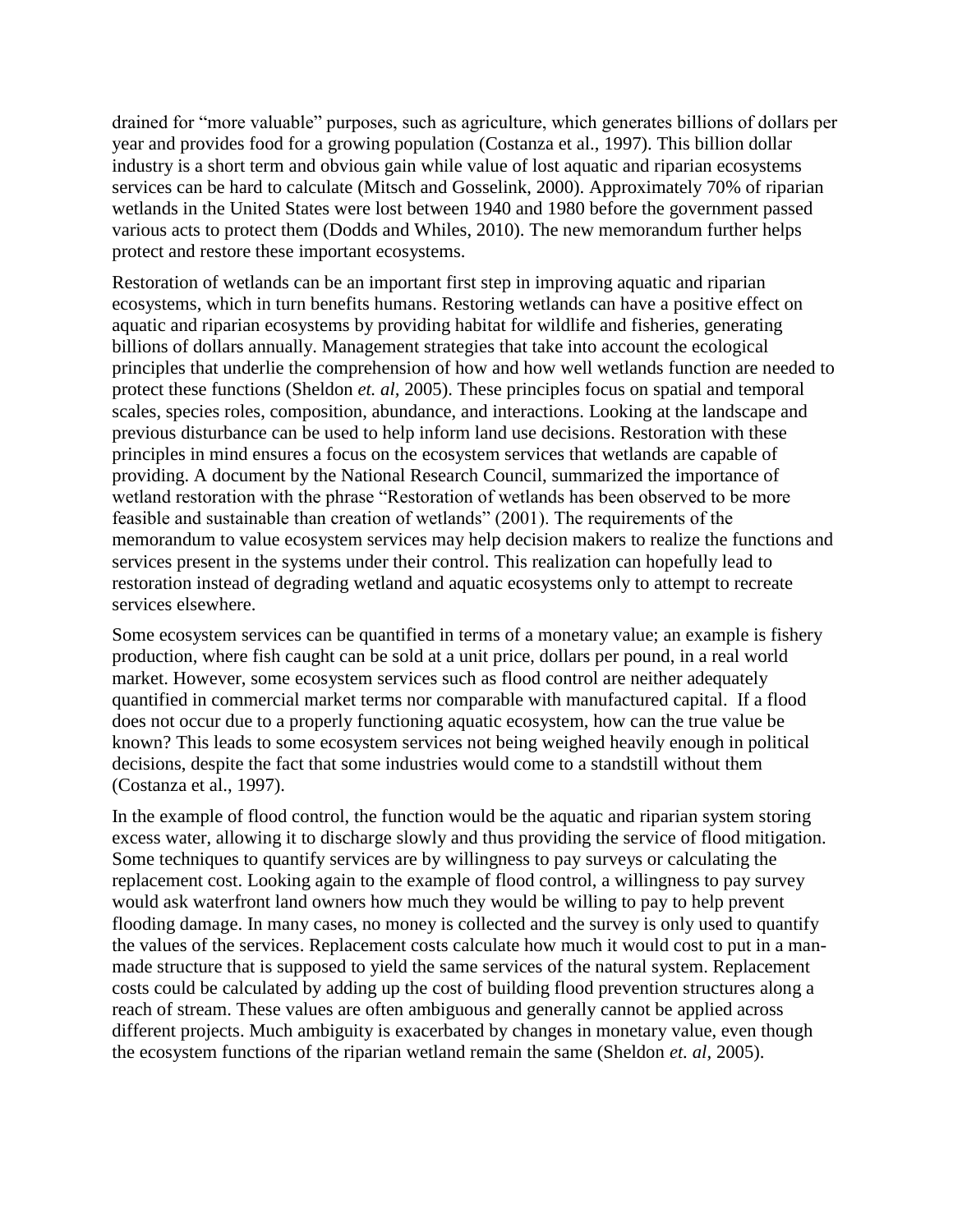drained for "more valuable" purposes, such as agriculture, which generates billions of dollars per year and provides food for a growing population (Costanza et al., 1997). This billion dollar industry is a short term and obvious gain while value of lost aquatic and riparian ecosystems services can be hard to calculate (Mitsch and Gosselink, 2000). Approximately 70% of riparian wetlands in the United States were lost between 1940 and 1980 before the government passed various acts to protect them (Dodds and Whiles, 2010). The new memorandum further helps protect and restore these important ecosystems.

Restoration of wetlands can be an important first step in improving aquatic and riparian ecosystems, which in turn benefits humans. Restoring wetlands can have a positive effect on aquatic and riparian ecosystems by providing habitat for wildlife and fisheries, generating billions of dollars annually. Management strategies that take into account the ecological principles that underlie the comprehension of how and how well wetlands function are needed to protect these functions (Sheldon *et. al,* 2005). These principles focus on spatial and temporal scales, species roles, composition, abundance, and interactions. Looking at the landscape and previous disturbance can be used to help inform land use decisions. Restoration with these principles in mind ensures a focus on the ecosystem services that wetlands are capable of providing. A document by the National Research Council, summarized the importance of wetland restoration with the phrase "Restoration of wetlands has been observed to be more feasible and sustainable than creation of wetlands" (2001). The requirements of the memorandum to value ecosystem services may help decision makers to realize the functions and services present in the systems under their control. This realization can hopefully lead to restoration instead of degrading wetland and aquatic ecosystems only to attempt to recreate services elsewhere.

Some ecosystem services can be quantified in terms of a monetary value; an example is fishery production, where fish caught can be sold at a unit price, dollars per pound, in a real world market. However, some ecosystem services such as flood control are neither adequately quantified in commercial market terms nor comparable with manufactured capital. If a flood does not occur due to a properly functioning aquatic ecosystem, how can the true value be known? This leads to some ecosystem services not being weighed heavily enough in political decisions, despite the fact that some industries would come to a standstill without them (Costanza et al., 1997).

In the example of flood control, the function would be the aquatic and riparian system storing excess water, allowing it to discharge slowly and thus providing the service of flood mitigation. Some techniques to quantify services are by willingness to pay surveys or calculating the replacement cost. Looking again to the example of flood control, a willingness to pay survey would ask waterfront land owners how much they would be willing to pay to help prevent flooding damage. In many cases, no money is collected and the survey is only used to quantify the values of the services. Replacement costs calculate how much it would cost to put in a man-made structure that is supposed to yield the same services of the natural system. Replacement costs could be calculated by adding up the cost of building flood prevention structures along a reach of stream. These values are often ambiguous and generally cannot be applied across different projects. Much ambiguity is exacerbated by changes in monetary value, even though the ecosystem functions of the riparian wetland remain the same (Sheldon *et. al,* 2005).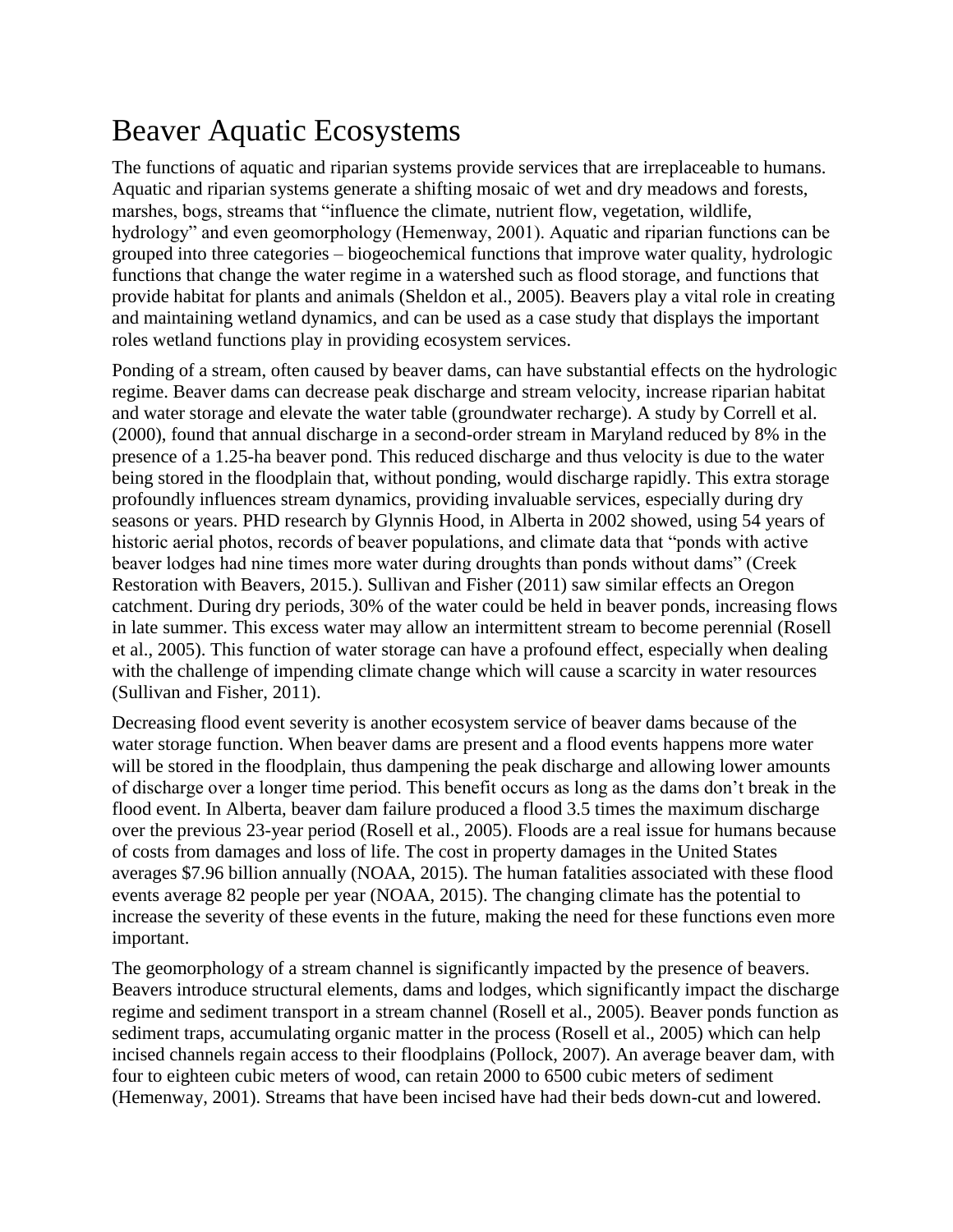# Beaver Aquatic Ecosystems

The functions of aquatic and riparian systems provide services that are irreplaceable to humans. Aquatic and riparian systems generate a shifting mosaic of wet and dry meadows and forests, marshes, bogs, streams that "influence the climate, nutrient flow, vegetation, wildlife, hydrology" and even geomorphology (Hemenway, 2001). Aquatic and riparian functions can be grouped into three categories – biogeochemical functions that improve water quality, hydrologic functions that change the water regime in a watershed such as flood storage, and functions that provide habitat for plants and animals (Sheldon et al., 2005). Beavers play a vital role in creating and maintaining wetland dynamics, and can be used as a case study that displays the important roles wetland functions play in providing ecosystem services.

Ponding of a stream, often caused by beaver dams, can have substantial effects on the hydrologic regime. Beaver dams can decrease peak discharge and stream velocity, increase riparian habitat and water storage and elevate the water table (groundwater recharge). A study by Correll et al. (2000), found that annual discharge in a second-order stream in Maryland reduced by 8% in the presence of a 1.25-ha beaver pond. This reduced discharge and thus velocity is due to the water being stored in the floodplain that, without ponding, would discharge rapidly. This extra storage profoundly influences stream dynamics, providing invaluable services, especially during dry seasons or years. PHD research by Glynnis Hood, in Alberta in 2002 showed, using 54 years of historic aerial photos, records of beaver populations, and climate data that "ponds with active beaver lodges had nine times more water during droughts than ponds without dams" (Creek Restoration with Beavers, 2015.). Sullivan and Fisher (2011) saw similar effects an Oregon catchment. During dry periods, 30% of the water could be held in beaver ponds, increasing flows in late summer. This excess water may allow an intermittent stream to become perennial (Rosell et al., 2005). This function of water storage can have a profound effect, especially when dealing with the challenge of impending climate change which will cause a scarcity in water resources (Sullivan and Fisher, 2011).

Decreasing flood event severity is another ecosystem service of beaver dams because of the water storage function. When beaver dams are present and a flood events happens more water will be stored in the floodplain, thus dampening the peak discharge and allowing lower amounts of discharge over a longer time period. This benefit occurs as long as the dams don't break in the flood event. In Alberta, beaver dam failure produced a flood 3.5 times the maximum discharge over the previous 23-year period (Rosell et al., 2005). Floods are a real issue for humans because of costs from damages and loss of life. The cost in property damages in the United States averages $7.96 billion annually (NOAA, 2015). The human fatalities associated with these flood events average 82 people per year (NOAA, 2015). The changing climate has the potential to increase the severity of these events in the future, making the need for these functions even more important.

The geomorphology of a stream channel is significantly impacted by the presence of beavers. Beavers introduce structural elements, dams and lodges, which significantly impact the discharge regime and sediment transport in a stream channel (Rosell et al., 2005). Beaver ponds function as sediment traps, accumulating organic matter in the process (Rosell et al., 2005) which can help incised channels regain access to their floodplains (Pollock, 2007). An average beaver dam, with four to eighteen cubic meters of wood, can retain 2000 to 6500 cubic meters of sediment (Hemenway, 2001). Streams that have been incised have had their beds down-cut and lowered.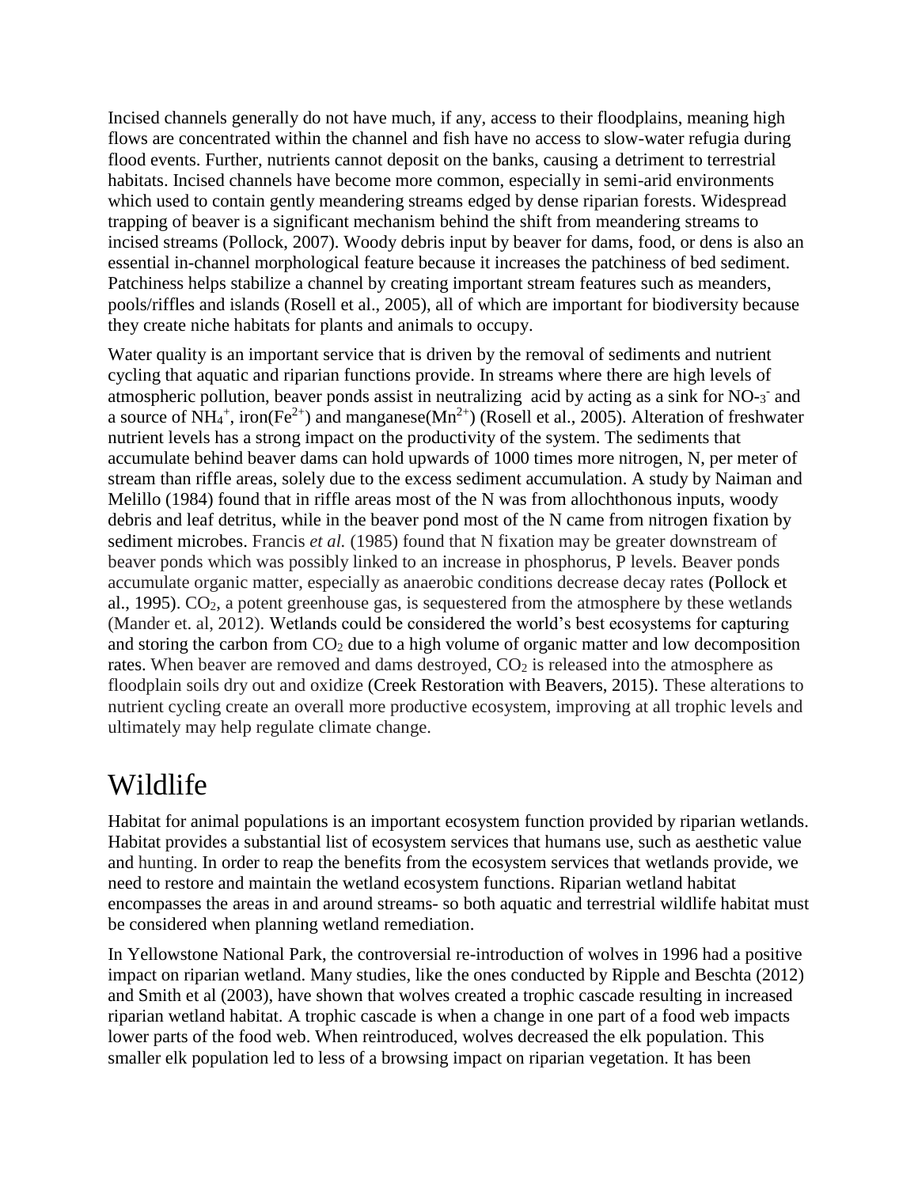Incised channels generally do not have much, if any, access to their floodplains, meaning high flows are concentrated within the channel and fish have no access to slow-water refugia during flood events. Further, nutrients cannot deposit on the banks, causing a detriment to terrestrial habitats. Incised channels have become more common, especially in semi-arid environments which used to contain gently meandering streams edged by dense riparian forests. Widespread trapping of beaver is a significant mechanism behind the shift from meandering streams to incised streams (Pollock, 2007). Woody debris input by beaver for dams, food, or dens is also an essential in-channel morphological feature because it increases the patchiness of bed sediment. Patchiness helps stabilize a channel by creating important stream features such as meanders, pools/riffles and islands (Rosell et al., 2005), all of which are important for biodiversity because they create niche habitats for plants and animals to occupy.

Water quality is an important service that is driven by the removal of sediments and nutrient cycling that aquatic and riparian functions provide. In streams where there are high levels of atmospheric pollution, beaver ponds assist in neutralizing acid by acting as a sink for $NO\text{-}_3^-$ and a source of $NH_4^+$, iron($Fe^{2+}$) and manganese($Mn^{2+}$) (Rosell et al., 2005). Alteration of freshwater nutrient levels has a strong impact on the productivity of the system. The sediments that accumulate behind beaver dams can hold upwards of 1000 times more nitrogen, N, per meter of stream than riffle areas, solely due to the excess sediment accumulation. A study by Naiman and Melillo (1984) found that in riffle areas most of the N was from allochthonous inputs, woody debris and leaf detritus, while in the beaver pond most of the N came from nitrogen fixation by sediment microbes. Francis *et al.* (1985) found that N fixation may be greater downstream of beaver ponds which was possibly linked to an increase in phosphorus, P levels. Beaver ponds accumulate organic matter, especially as anaerobic conditions decrease decay rates (Pollock et al., 1995). $CO_2$, a potent greenhouse gas, is sequestered from the atmosphere by these wetlands (Mander et. al, 2012). Wetlands could be considered the world's best ecosystems for capturing and storing the carbon from $CO_2$ due to a high volume of organic matter and low decomposition rates. When beaver are removed and dams destroyed, $CO_2$ is released into the atmosphere as floodplain soils dry out and oxidize (Creek Restoration with Beavers, 2015). These alterations to nutrient cycling create an overall more productive ecosystem, improving at all trophic levels and ultimately may help regulate climate change.

# Wildlife

Habitat for animal populations is an important ecosystem function provided by riparian wetlands. Habitat provides a substantial list of ecosystem services that humans use, such as aesthetic value and hunting. In order to reap the benefits from the ecosystem services that wetlands provide, we need to restore and maintain the wetland ecosystem functions. Riparian wetland habitat encompasses the areas in and around streams- so both aquatic and terrestrial wildlife habitat must be considered when planning wetland remediation.

In Yellowstone National Park, the controversial re-introduction of wolves in 1996 had a positive impact on riparian wetland. Many studies, like the ones conducted by Ripple and Beschta (2012) and Smith et al (2003), have shown that wolves created a trophic cascade resulting in increased riparian wetland habitat. A trophic cascade is when a change in one part of a food web impacts lower parts of the food web. When reintroduced, wolves decreased the elk population. This smaller elk population led to less of a browsing impact on riparian vegetation. It has been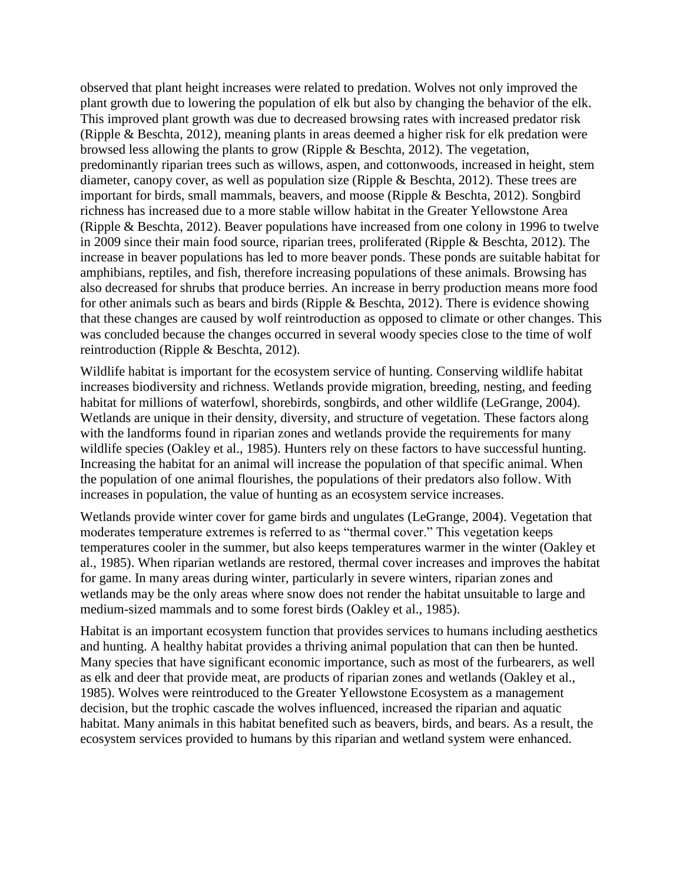observed that plant height increases were related to predation. Wolves not only improved the plant growth due to lowering the population of elk but also by changing the behavior of the elk. This improved plant growth was due to decreased browsing rates with increased predator risk (Ripple & Beschta, 2012), meaning plants in areas deemed a higher risk for elk predation were browsed less allowing the plants to grow (Ripple & Beschta, 2012). The vegetation, predominantly riparian trees such as willows, aspen, and cottonwoods, increased in height, stem diameter, canopy cover, as well as population size (Ripple & Beschta, 2012). These trees are important for birds, small mammals, beavers, and moose (Ripple & Beschta, 2012). Songbird richness has increased due to a more stable willow habitat in the Greater Yellowstone Area (Ripple & Beschta, 2012). Beaver populations have increased from one colony in 1996 to twelve in 2009 since their main food source, riparian trees, proliferated (Ripple & Beschta, 2012). The increase in beaver populations has led to more beaver ponds. These ponds are suitable habitat for amphibians, reptiles, and fish, therefore increasing populations of these animals. Browsing has also decreased for shrubs that produce berries. An increase in berry production means more food for other animals such as bears and birds (Ripple & Beschta, 2012). There is evidence showing that these changes are caused by wolf reintroduction as opposed to climate or other changes. This was concluded because the changes occurred in several woody species close to the time of wolf reintroduction (Ripple & Beschta, 2012).

Wildlife habitat is important for the ecosystem service of hunting. Conserving wildlife habitat increases biodiversity and richness. Wetlands provide migration, breeding, nesting, and feeding habitat for millions of waterfowl, shorebirds, songbirds, and other wildlife (LeGrange, 2004). Wetlands are unique in their density, diversity, and structure of vegetation. These factors along with the landforms found in riparian zones and wetlands provide the requirements for many wildlife species (Oakley et al., 1985). Hunters rely on these factors to have successful hunting. Increasing the habitat for an animal will increase the population of that specific animal. When the population of one animal flourishes, the populations of their predators also follow. With increases in population, the value of hunting as an ecosystem service increases.

Wetlands provide winter cover for game birds and ungulates (LeGrange, 2004). Vegetation that moderates temperature extremes is referred to as "thermal cover." This vegetation keeps temperatures cooler in the summer, but also keeps temperatures warmer in the winter (Oakley et al., 1985). When riparian wetlands are restored, thermal cover increases and improves the habitat for game. In many areas during winter, particularly in severe winters, riparian zones and wetlands may be the only areas where snow does not render the habitat unsuitable to large and medium-sized mammals and to some forest birds (Oakley et al., 1985).

Habitat is an important ecosystem function that provides services to humans including aesthetics and hunting. A healthy habitat provides a thriving animal population that can then be hunted. Many species that have significant economic importance, such as most of the furbearers, as well as elk and deer that provide meat, are products of riparian zones and wetlands (Oakley et al., 1985). Wolves were reintroduced to the Greater Yellowstone Ecosystem as a management decision, but the trophic cascade the wolves influenced, increased the riparian and aquatic habitat. Many animals in this habitat benefited such as beavers, birds, and bears. As a result, the ecosystem services provided to humans by this riparian and wetland system were enhanced.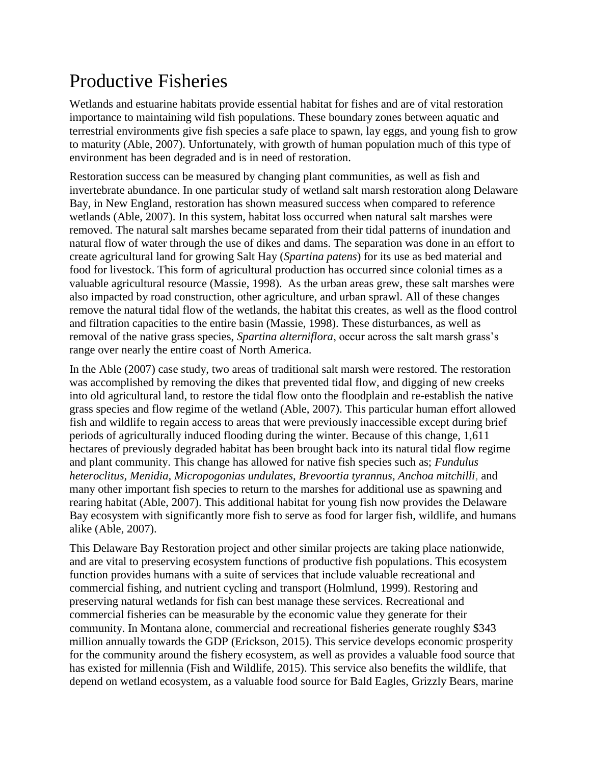# Productive Fisheries

Wetlands and estuarine habitats provide essential habitat for fishes and are of vital restoration importance to maintaining wild fish populations. These boundary zones between aquatic and terrestrial environments give fish species a safe place to spawn, lay eggs, and young fish to grow to maturity (Able, 2007). Unfortunately, with growth of human population much of this type of environment has been degraded and is in need of restoration.

Restoration success can be measured by changing plant communities, as well as fish and invertebrate abundance. In one particular study of wetland salt marsh restoration along Delaware Bay, in New England, restoration has shown measured success when compared to reference wetlands (Able, 2007). In this system, habitat loss occurred when natural salt marshes were removed. The natural salt marshes became separated from their tidal patterns of inundation and natural flow of water through the use of dikes and dams. The separation was done in an effort to create agricultural land for growing Salt Hay (*Spartina patens*) for its use as bed material and food for livestock. This form of agricultural production has occurred since colonial times as a valuable agricultural resource (Massie, 1998). As the urban areas grew, these salt marshes were also impacted by road construction, other agriculture, and urban sprawl. All of these changes remove the natural tidal flow of the wetlands, the habitat this creates, as well as the flood control and filtration capacities to the entire basin (Massie, 1998). These disturbances, as well as removal of the native grass species, *Spartina alterniflora*, occur across the salt marsh grass's range over nearly the entire coast of North America.

In the Able (2007) case study, two areas of traditional salt marsh were restored. The restoration was accomplished by removing the dikes that prevented tidal flow, and digging of new creeks into old agricultural land, to restore the tidal flow onto the floodplain and re-establish the native grass species and flow regime of the wetland (Able, 2007). This particular human effort allowed fish and wildlife to regain access to areas that were previously inaccessible except during brief periods of agriculturally induced flooding during the winter. Because of this change, 1,611 hectares of previously degraded habitat has been brought back into its natural tidal flow regime and plant community. This change has allowed for native fish species such as; *Fundulus heteroclitus*, *Menidia*, *Micropogonias undulates*, *Brevoortia tyrannus*, *Anchoa mitchilli*, and many other important fish species to return to the marshes for additional use as spawning and rearing habitat (Able, 2007). This additional habitat for young fish now provides the Delaware Bay ecosystem with significantly more fish to serve as food for larger fish, wildlife, and humans alike (Able, 2007).

This Delaware Bay Restoration project and other similar projects are taking place nationwide, and are vital to preserving ecosystem functions of productive fish populations. This ecosystem function provides humans with a suite of services that include valuable recreational and commercial fishing, and nutrient cycling and transport (Holmlund, 1999). Restoring and preserving natural wetlands for fish can best manage these services. Recreational and commercial fisheries can be measurable by the economic value they generate for their community. In Montana alone, commercial and recreational fisheries generate roughly $343 million annually towards the GDP (Erickson, 2015). This service develops economic prosperity for the community around the fishery ecosystem, as well as provides a valuable food source that has existed for millennia (Fish and Wildlife, 2015). This service also benefits the wildlife, that depend on wetland ecosystem, as a valuable food source for Bald Eagles, Grizzly Bears, marine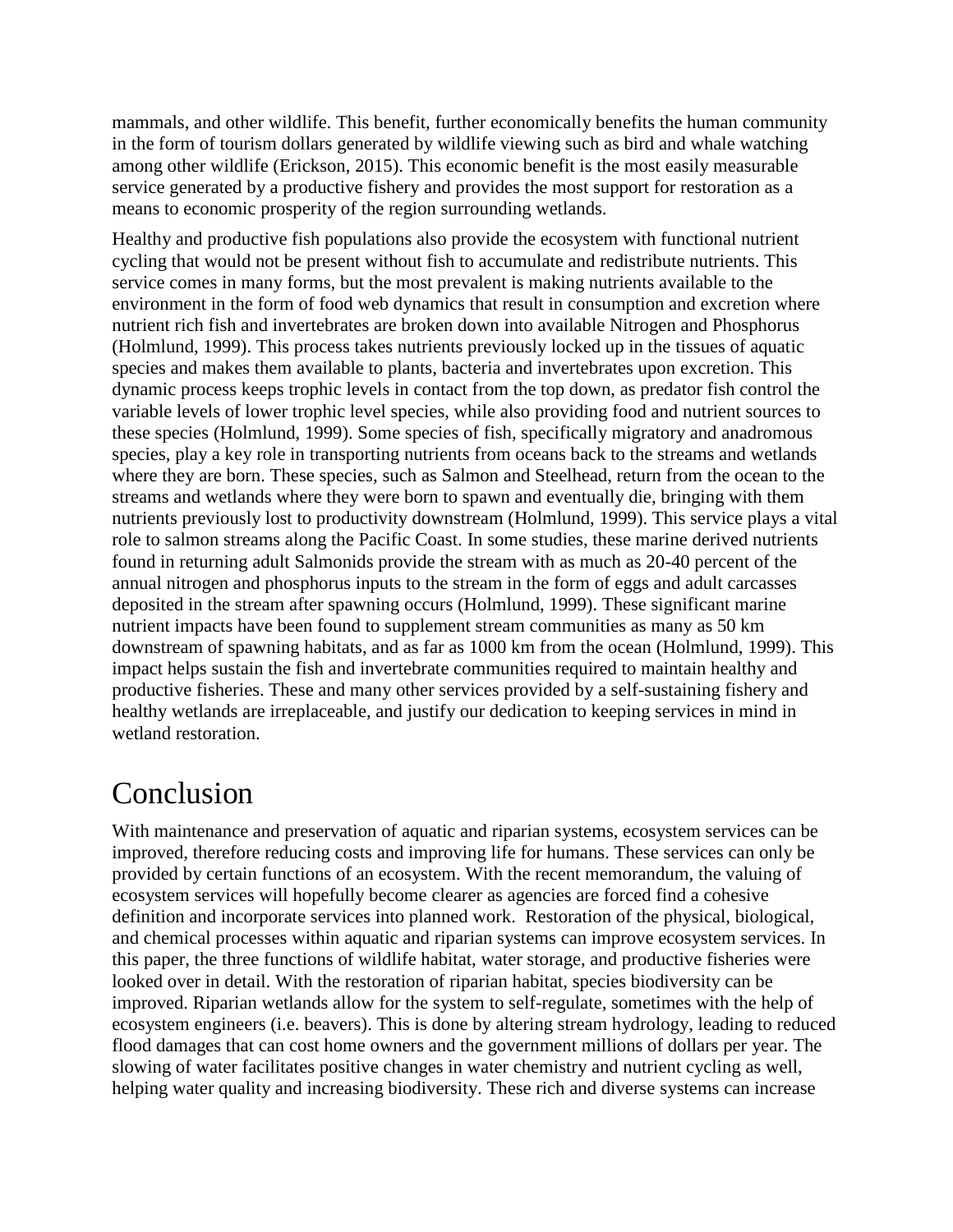mammals, and other wildlife. This benefit, further economically benefits the human community in the form of tourism dollars generated by wildlife viewing such as bird and whale watching among other wildlife (Erickson, 2015). This economic benefit is the most easily measurable service generated by a productive fishery and provides the most support for restoration as a means to economic prosperity of the region surrounding wetlands.

Healthy and productive fish populations also provide the ecosystem with functional nutrient cycling that would not be present without fish to accumulate and redistribute nutrients. This service comes in many forms, but the most prevalent is making nutrients available to the environment in the form of food web dynamics that result in consumption and excretion where nutrient rich fish and invertebrates are broken down into available Nitrogen and Phosphorus (Holmlund, 1999). This process takes nutrients previously locked up in the tissues of aquatic species and makes them available to plants, bacteria and invertebrates upon excretion. This dynamic process keeps trophic levels in contact from the top down, as predator fish control the variable levels of lower trophic level species, while also providing food and nutrient sources to these species (Holmlund, 1999). Some species of fish, specifically migratory and anadromous species, play a key role in transporting nutrients from oceans back to the streams and wetlands where they are born. These species, such as Salmon and Steelhead, return from the ocean to the streams and wetlands where they were born to spawn and eventually die, bringing with them nutrients previously lost to productivity downstream (Holmlund, 1999). This service plays a vital role to salmon streams along the Pacific Coast. In some studies, these marine derived nutrients found in returning adult Salmonids provide the stream with as much as 20-40 percent of the annual nitrogen and phosphorus inputs to the stream in the form of eggs and adult carcasses deposited in the stream after spawning occurs (Holmlund, 1999). These significant marine nutrient impacts have been found to supplement stream communities as many as 50 km downstream of spawning habitats, and as far as 1000 km from the ocean (Holmlund, 1999). This impact helps sustain the fish and invertebrate communities required to maintain healthy and productive fisheries. These and many other services provided by a self-sustaining fishery and healthy wetlands are irreplaceable, and justify our dedication to keeping services in mind in wetland restoration.

# Conclusion

With maintenance and preservation of aquatic and riparian systems, ecosystem services can be improved, therefore reducing costs and improving life for humans. These services can only be provided by certain functions of an ecosystem. With the recent memorandum, the valuing of ecosystem services will hopefully become clearer as agencies are forced find a cohesive definition and incorporate services into planned work. Restoration of the physical, biological, and chemical processes within aquatic and riparian systems can improve ecosystem services. In this paper, the three functions of wildlife habitat, water storage, and productive fisheries were looked over in detail. With the restoration of riparian habitat, species biodiversity can be improved. Riparian wetlands allow for the system to self-regulate, sometimes with the help of ecosystem engineers (i.e. beavers). This is done by altering stream hydrology, leading to reduced flood damages that can cost home owners and the government millions of dollars per year. The slowing of water facilitates positive changes in water chemistry and nutrient cycling as well, helping water quality and increasing biodiversity. These rich and diverse systems can increase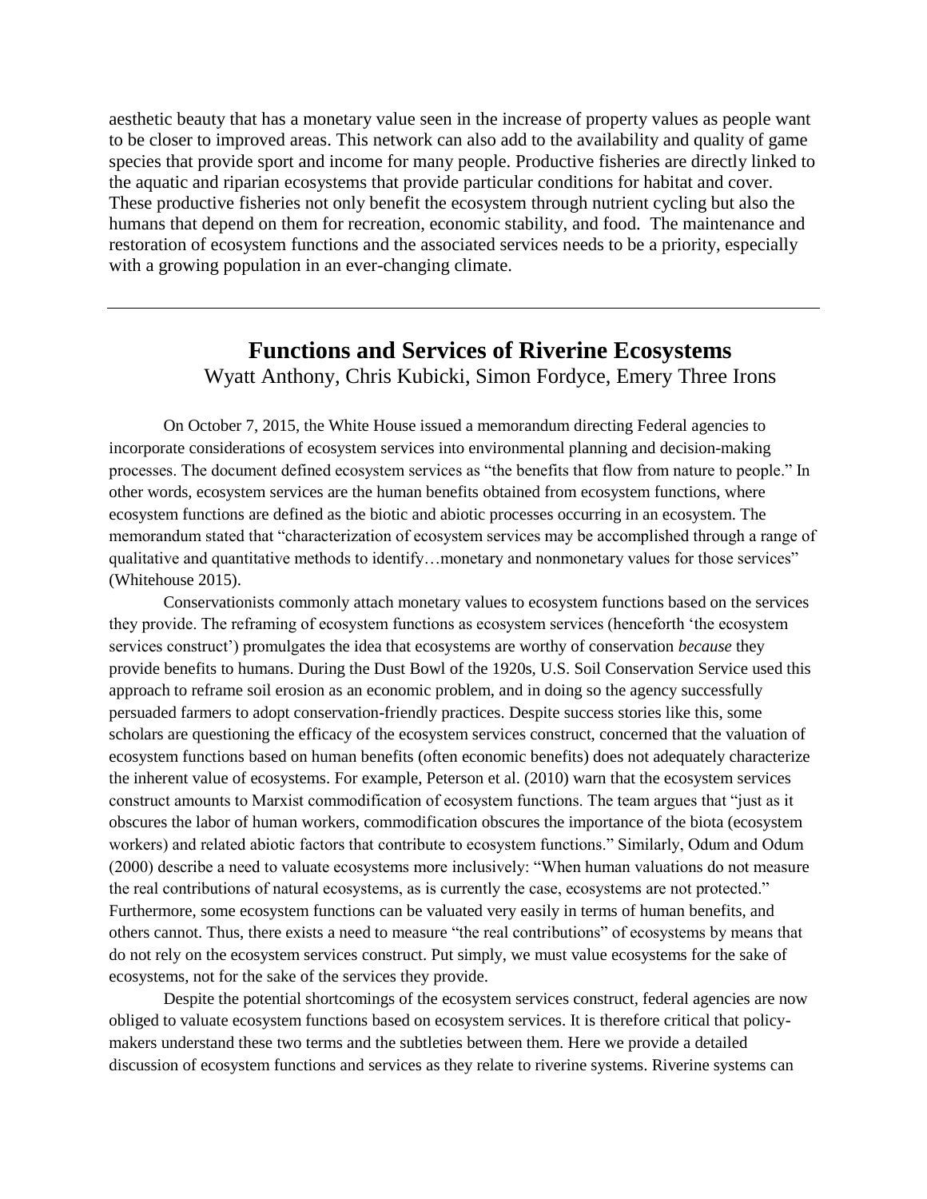aesthetic beauty that has a monetary value seen in the increase of property values as people want to be closer to improved areas. This network can also add to the availability and quality of game species that provide sport and income for many people. Productive fisheries are directly linked to the aquatic and riparian ecosystems that provide particular conditions for habitat and cover. These productive fisheries not only benefit the ecosystem through nutrient cycling but also the humans that depend on them for recreation, economic stability, and food. The maintenance and restoration of ecosystem functions and the associated services needs to be a priority, especially with a growing population in an ever-changing climate.

---

## Functions and Services of Riverine Ecosystems

Wyatt Anthony, Chris Kubicki, Simon Fordyce, Emery Three Irons

On October 7, 2015, the White House issued a memorandum directing Federal agencies to incorporate considerations of ecosystem services into environmental planning and decision-making processes. The document defined ecosystem services as "the benefits that flow from nature to people." In other words, ecosystem services are the human benefits obtained from ecosystem functions, where ecosystem functions are defined as the biotic and abiotic processes occurring in an ecosystem. The memorandum stated that "characterization of ecosystem services may be accomplished through a range of qualitative and quantitative methods to identify…monetary and nonmonetary values for those services" (Whitehouse 2015).

Conservationists commonly attach monetary values to ecosystem functions based on the services they provide. The reframing of ecosystem functions as ecosystem services (henceforth 'the ecosystem services construct') promulgates the idea that ecosystems are worthy of conservation *because* they provide benefits to humans. During the Dust Bowl of the 1920s, U.S. Soil Conservation Service used this approach to reframe soil erosion as an economic problem, and in doing so the agency successfully persuaded farmers to adopt conservation-friendly practices. Despite success stories like this, some scholars are questioning the efficacy of the ecosystem services construct, concerned that the valuation of ecosystem functions based on human benefits (often economic benefits) does not adequately characterize the inherent value of ecosystems. For example, Peterson et al. (2010) warn that the ecosystem services construct amounts to Marxist commodification of ecosystem functions. The team argues that "just as it obscures the labor of human workers, commodification obscures the importance of the biota (ecosystem workers) and related abiotic factors that contribute to ecosystem functions." Similarly, Odum and Odum (2000) describe a need to valuate ecosystems more inclusively: "When human valuations do not measure the real contributions of natural ecosystems, as is currently the case, ecosystems are not protected." Furthermore, some ecosystem functions can be valuated very easily in terms of human benefits, and others cannot. Thus, there exists a need to measure "the real contributions" of ecosystems by means that do not rely on the ecosystem services construct. Put simply, we must value ecosystems for the sake of ecosystems, not for the sake of the services they provide.

Despite the potential shortcomings of the ecosystem services construct, federal agencies are now obliged to valuate ecosystem functions based on ecosystem services. It is therefore critical that policy-makers understand these two terms and the subtleties between them. Here we provide a detailed discussion of ecosystem functions and services as they relate to riverine systems. Riverine systems can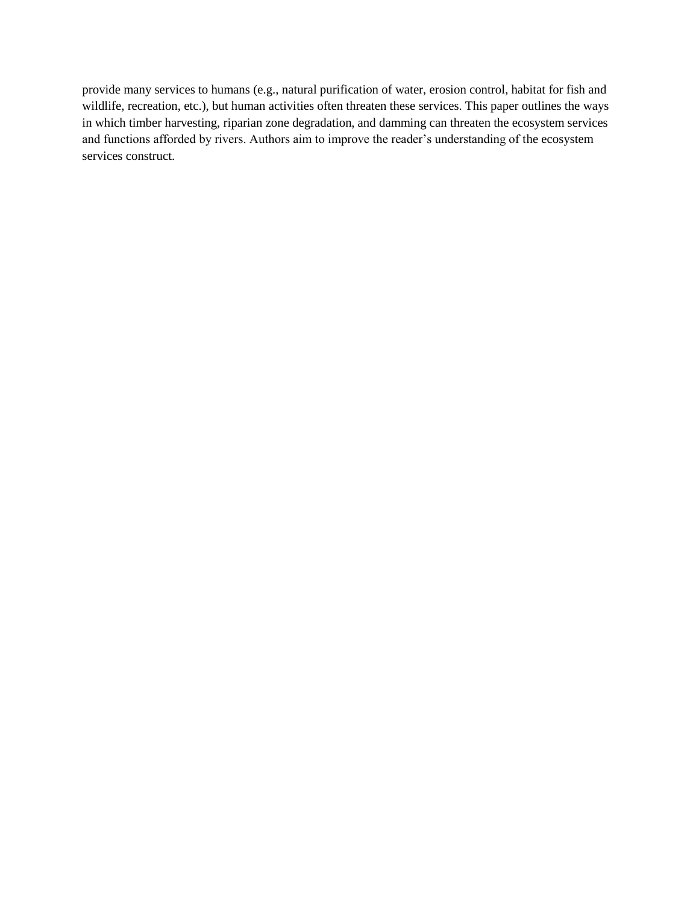provide many services to humans (e.g., natural purification of water, erosion control, habitat for fish and wildlife, recreation, etc.), but human activities often threaten these services. This paper outlines the ways in which timber harvesting, riparian zone degradation, and damming can threaten the ecosystem services and functions afforded by rivers. Authors aim to improve the reader's understanding of the ecosystem services construct.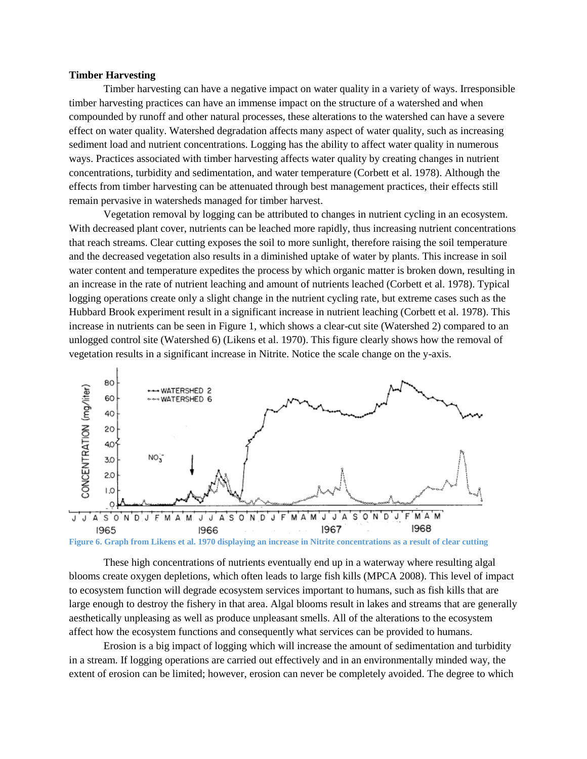**Timber Harvesting**

Timber harvesting can have a negative impact on water quality in a variety of ways. Irresponsible timber harvesting practices can have an immense impact on the structure of a watershed and when compounded by runoff and other natural processes, these alterations to the watershed can have a severe effect on water quality. Watershed degradation affects many aspect of water quality, such as increasing sediment load and nutrient concentrations. Logging has the ability to affect water quality in numerous ways. Practices associated with timber harvesting affects water quality by creating changes in nutrient concentrations, turbidity and sedimentation, and water temperature (Corbett et al. 1978). Although the effects from timber harvesting can be attenuated through best management practices, their effects still remain pervasive in watersheds managed for timber harvest.

Vegetation removal by logging can be attributed to changes in nutrient cycling in an ecosystem. With decreased plant cover, nutrients can be leached more rapidly, thus increasing nutrient concentrations that reach streams. Clear cutting exposes the soil to more sunlight, therefore raising the soil temperature and the decreased vegetation also results in a diminished uptake of water by plants. This increase in soil water content and temperature expedites the process by which organic matter is broken down, resulting in an increase in the rate of nutrient leaching and amount of nutrients leached (Corbett et al. 1978). Typical logging operations create only a slight change in the nutrient cycling rate, but extreme cases such as the Hubbard Brook experiment result in a significant increase in nutrient leaching (Corbett et al. 1978). This increase in nutrients can be seen in Figure 1, which shows a clear-cut site (Watershed 2) compared to an unlogged control site (Watershed 6) (Likens et al. 1970). This figure clearly shows how the removal of vegetation results in a significant increase in Nitrite. Notice the scale change on the y-axis.

**Figure 6. Graph from Likens et al. 1970 displaying an increase in Nitrite concentrations as a result of clear cutting**

These high concentrations of nutrients eventually end up in a waterway where resulting algal blooms create oxygen depletions, which often leads to large fish kills (MPCA 2008). This level of impact to ecosystem function will degrade ecosystem services important to humans, such as fish kills that are large enough to destroy the fishery in that area. Algal blooms result in lakes and streams that are generally aesthetically unpleasing as well as produce unpleasant smells. All of the alterations to the ecosystem affect how the ecosystem functions and consequently what services can be provided to humans.

Erosion is a big impact of logging which will increase the amount of sedimentation and turbidity in a stream. If logging operations are carried out effectively and in an environmentally minded way, the extent of erosion can be limited; however, erosion can never be completely avoided. The degree to which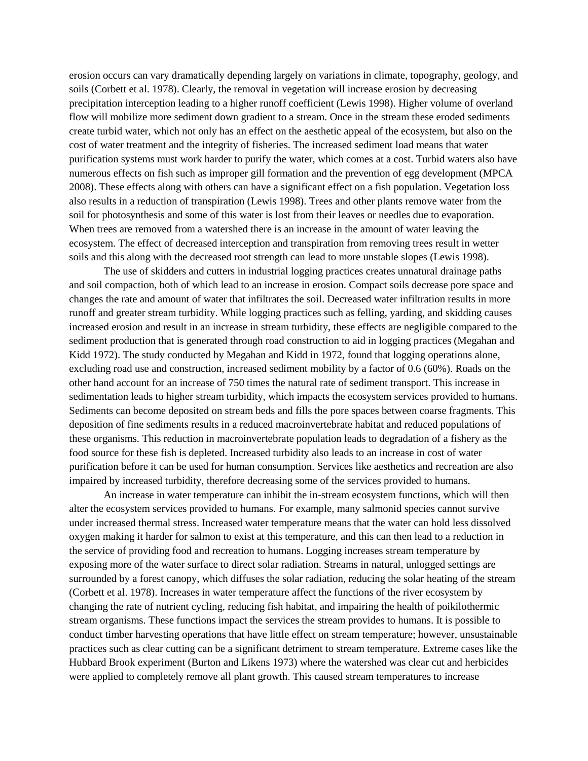erosion occurs can vary dramatically depending largely on variations in climate, topography, geology, and soils (Corbett et al. 1978). Clearly, the removal in vegetation will increase erosion by decreasing precipitation interception leading to a higher runoff coefficient (Lewis 1998). Higher volume of overland flow will mobilize more sediment down gradient to a stream. Once in the stream these eroded sediments create turbid water, which not only has an effect on the aesthetic appeal of the ecosystem, but also on the cost of water treatment and the integrity of fisheries. The increased sediment load means that water purification systems must work harder to purify the water, which comes at a cost. Turbid waters also have numerous effects on fish such as improper gill formation and the prevention of egg development (MPCA 2008). These effects along with others can have a significant effect on a fish population. Vegetation loss also results in a reduction of transpiration (Lewis 1998). Trees and other plants remove water from the soil for photosynthesis and some of this water is lost from their leaves or needles due to evaporation. When trees are removed from a watershed there is an increase in the amount of water leaving the ecosystem. The effect of decreased interception and transpiration from removing trees result in wetter soils and this along with the decreased root strength can lead to more unstable slopes (Lewis 1998).

The use of skidders and cutters in industrial logging practices creates unnatural drainage paths and soil compaction, both of which lead to an increase in erosion. Compact soils decrease pore space and changes the rate and amount of water that infiltrates the soil. Decreased water infiltration results in more runoff and greater stream turbidity. While logging practices such as felling, yarding, and skidding causes increased erosion and result in an increase in stream turbidity, these effects are negligible compared to the sediment production that is generated through road construction to aid in logging practices (Megahan and Kidd 1972). The study conducted by Megahan and Kidd in 1972, found that logging operations alone, excluding road use and construction, increased sediment mobility by a factor of 0.6 (60%). Roads on the other hand account for an increase of 750 times the natural rate of sediment transport. This increase in sedimentation leads to higher stream turbidity, which impacts the ecosystem services provided to humans. Sediments can become deposited on stream beds and fills the pore spaces between coarse fragments. This deposition of fine sediments results in a reduced macroinvertebrate habitat and reduced populations of these organisms. This reduction in macroinvertebrate population leads to degradation of a fishery as the food source for these fish is depleted. Increased turbidity also leads to an increase in cost of water purification before it can be used for human consumption. Services like aesthetics and recreation are also impaired by increased turbidity, therefore decreasing some of the services provided to humans.

An increase in water temperature can inhibit the in-stream ecosystem functions, which will then alter the ecosystem services provided to humans. For example, many salmonid species cannot survive under increased thermal stress. Increased water temperature means that the water can hold less dissolved oxygen making it harder for salmon to exist at this temperature, and this can then lead to a reduction in the service of providing food and recreation to humans. Logging increases stream temperature by exposing more of the water surface to direct solar radiation. Streams in natural, unlogged settings are surrounded by a forest canopy, which diffuses the solar radiation, reducing the solar heating of the stream (Corbett et al. 1978). Increases in water temperature affect the functions of the river ecosystem by changing the rate of nutrient cycling, reducing fish habitat, and impairing the health of poikilothermic stream organisms. These functions impact the services the stream provides to humans. It is possible to conduct timber harvesting operations that have little effect on stream temperature; however, unsustainable practices such as clear cutting can be a significant detriment to stream temperature. Extreme cases like the Hubbard Brook experiment (Burton and Likens 1973) where the watershed was clear cut and herbicides were applied to completely remove all plant growth. This caused stream temperatures to increase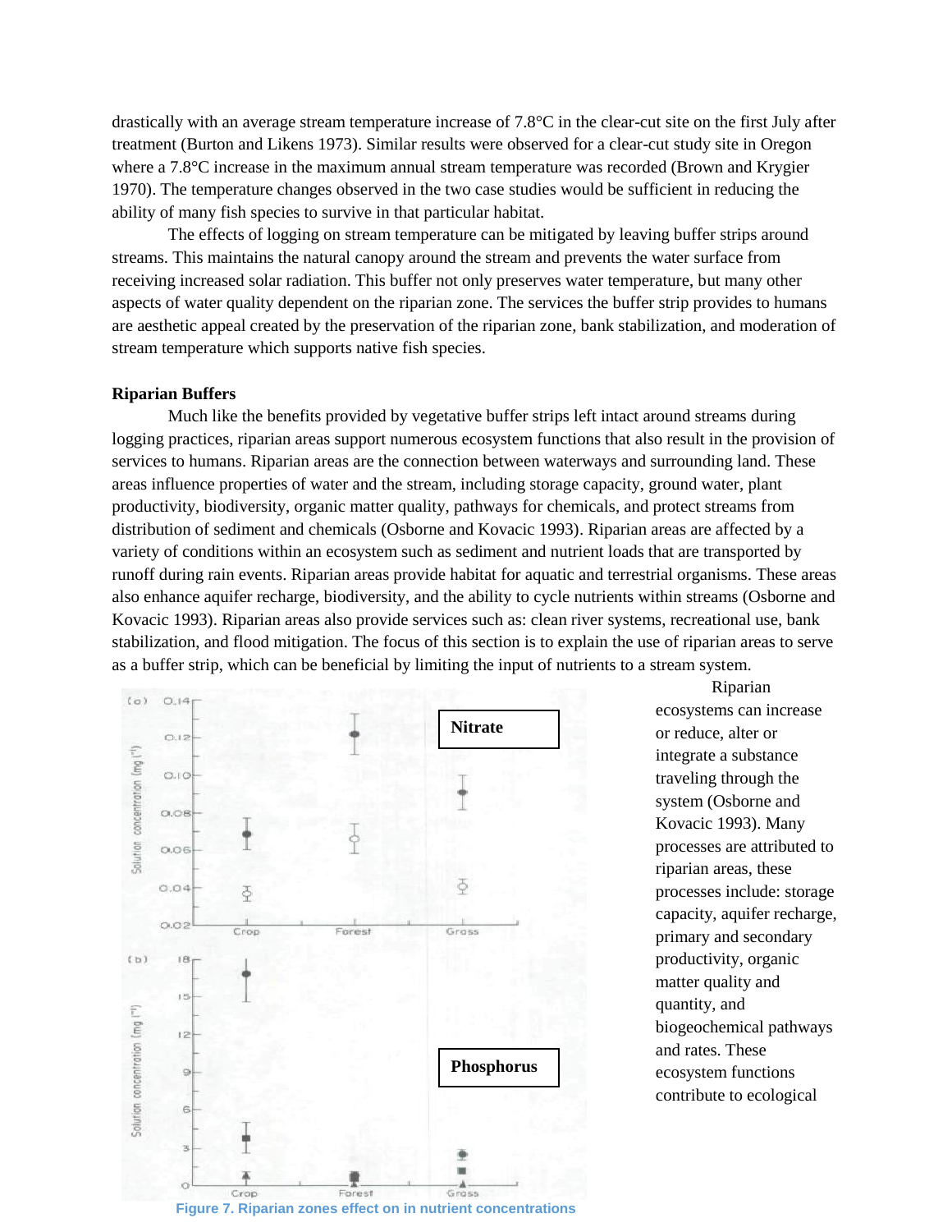drastically with an average stream temperature increase of 7.8°C in the clear-cut site on the first July after treatment (Burton and Likens 1973). Similar results were observed for a clear-cut study site in Oregon where a 7.8°C increase in the maximum annual stream temperature was recorded (Brown and Krygier 1970). The temperature changes observed in the two case studies would be sufficient in reducing the ability of many fish species to survive in that particular habitat.

The effects of logging on stream temperature can be mitigated by leaving buffer strips around streams. This maintains the natural canopy around the stream and prevents the water surface from receiving increased solar radiation. This buffer not only preserves water temperature, but many other aspects of water quality dependent on the riparian zone. The services the buffer strip provides to humans are aesthetic appeal created by the preservation of the riparian zone, bank stabilization, and moderation of stream temperature which supports native fish species.

**Riparian Buffers**

Much like the benefits provided by vegetative buffer strips left intact around streams during logging practices, riparian areas support numerous ecosystem functions that also result in the provision of services to humans. Riparian areas are the connection between waterways and surrounding land. These areas influence properties of water and the stream, including storage capacity, ground water, plant productivity, biodiversity, organic matter quality, pathways for chemicals, and protect streams from distribution of sediment and chemicals (Osborne and Kovacic 1993). Riparian areas are affected by a variety of conditions within an ecosystem such as sediment and nutrient loads that are transported by runoff during rain events. Riparian areas provide habitat for aquatic and terrestrial organisms. These areas also enhance aquifer recharge, biodiversity, and the ability to cycle nutrients within streams (Osborne and Kovacic 1993). Riparian areas also provide services such as: clean river systems, recreational use, bank stabilization, and flood mitigation. The focus of this section is to explain the use of riparian areas to serve as a buffer strip, which can be beneficial by limiting the input of nutrients to a stream system.

Figure 7. Riparian zones effect on in nutrient concentrations

Riparian ecosystems can increase or reduce, alter or integrate a substance traveling through the system (Osborne and Kovacic 1993). Many processes are attributed to riparian areas, these processes include: storage capacity, aquifer recharge, primary and secondary productivity, organic matter quality and quantity, and biogeochemical pathways and rates. These ecosystem functions contribute to ecological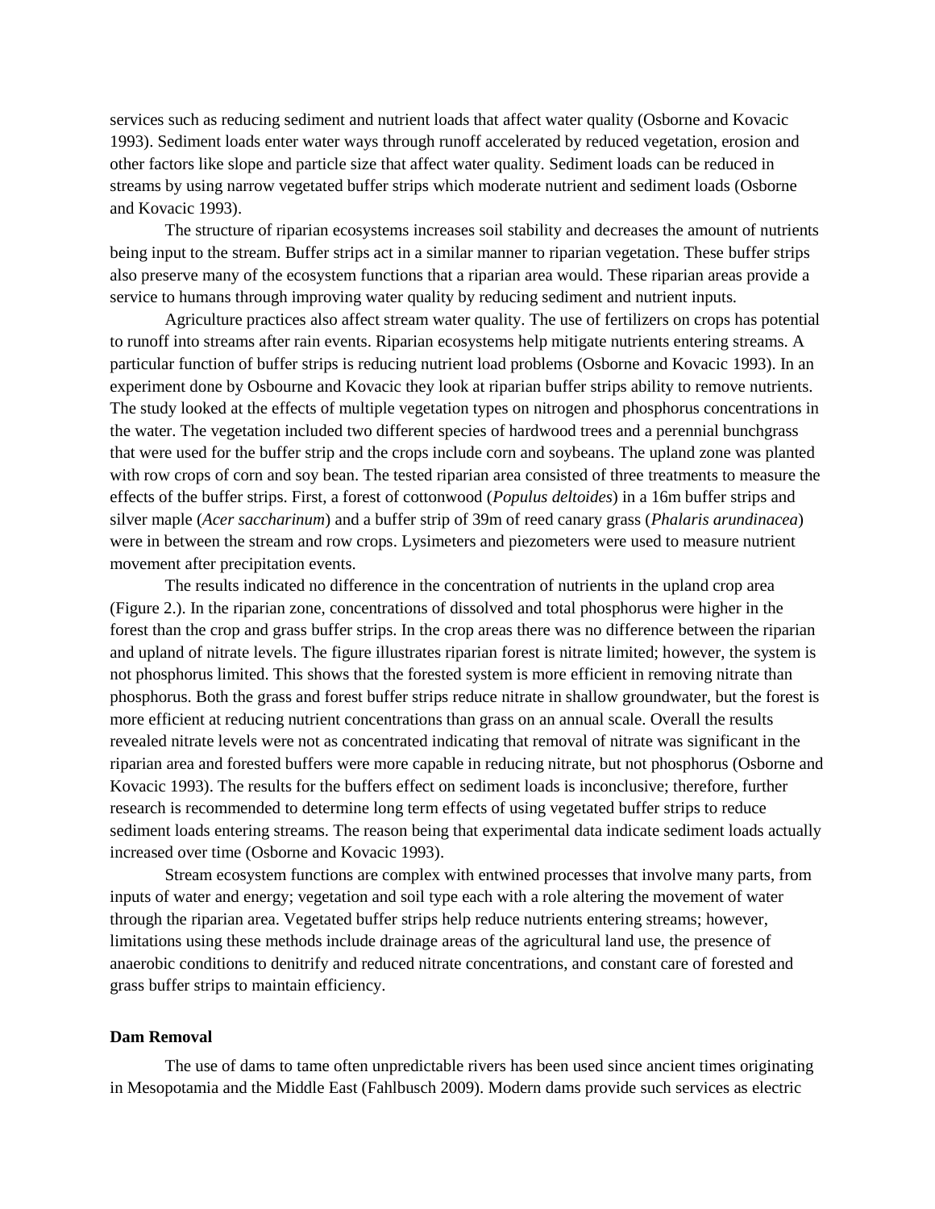services such as reducing sediment and nutrient loads that affect water quality (Osborne and Kovacic 1993). Sediment loads enter water ways through runoff accelerated by reduced vegetation, erosion and other factors like slope and particle size that affect water quality. Sediment loads can be reduced in streams by using narrow vegetated buffer strips which moderate nutrient and sediment loads (Osborne and Kovacic 1993).

The structure of riparian ecosystems increases soil stability and decreases the amount of nutrients being input to the stream. Buffer strips act in a similar manner to riparian vegetation. These buffer strips also preserve many of the ecosystem functions that a riparian area would. These riparian areas provide a service to humans through improving water quality by reducing sediment and nutrient inputs.

Agriculture practices also affect stream water quality. The use of fertilizers on crops has potential to runoff into streams after rain events. Riparian ecosystems help mitigate nutrients entering streams. A particular function of buffer strips is reducing nutrient load problems (Osborne and Kovacic 1993). In an experiment done by Osbourne and Kovacic they look at riparian buffer strips ability to remove nutrients. The study looked at the effects of multiple vegetation types on nitrogen and phosphorus concentrations in the water. The vegetation included two different species of hardwood trees and a perennial bunchgrass that were used for the buffer strip and the crops include corn and soybeans. The upland zone was planted with row crops of corn and soy bean. The tested riparian area consisted of three treatments to measure the effects of the buffer strips. First, a forest of cottonwood (*Populus deltoides*) in a 16m buffer strips and silver maple (*Acer saccharinum*) and a buffer strip of 39m of reed canary grass (*Phalaris arundinacea*) were in between the stream and row crops. Lysimeters and piezometers were used to measure nutrient movement after precipitation events.

The results indicated no difference in the concentration of nutrients in the upland crop area (Figure 2.). In the riparian zone, concentrations of dissolved and total phosphorus were higher in the forest than the crop and grass buffer strips. In the crop areas there was no difference between the riparian and upland of nitrate levels. The figure illustrates riparian forest is nitrate limited; however, the system is not phosphorus limited. This shows that the forested system is more efficient in removing nitrate than phosphorus. Both the grass and forest buffer strips reduce nitrate in shallow groundwater, but the forest is more efficient at reducing nutrient concentrations than grass on an annual scale. Overall the results revealed nitrate levels were not as concentrated indicating that removal of nitrate was significant in the riparian area and forested buffers were more capable in reducing nitrate, but not phosphorus (Osborne and Kovacic 1993). The results for the buffers effect on sediment loads is inconclusive; therefore, further research is recommended to determine long term effects of using vegetated buffer strips to reduce sediment loads entering streams. The reason being that experimental data indicate sediment loads actually increased over time (Osborne and Kovacic 1993).

Stream ecosystem functions are complex with entwined processes that involve many parts, from inputs of water and energy; vegetation and soil type each with a role altering the movement of water through the riparian area. Vegetated buffer strips help reduce nutrients entering streams; however, limitations using these methods include drainage areas of the agricultural land use, the presence of anaerobic conditions to denitrify and reduced nitrate concentrations, and constant care of forested and grass buffer strips to maintain efficiency.

### Dam Removal

The use of dams to tame often unpredictable rivers has been used since ancient times originating in Mesopotamia and the Middle East (Fahlbusch 2009). Modern dams provide such services as electric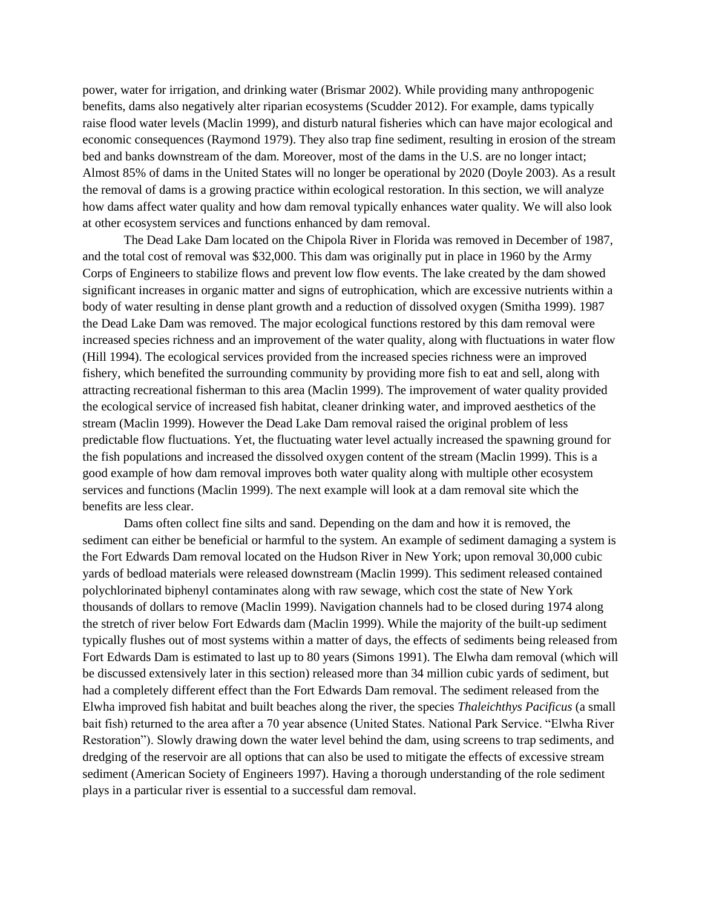power, water for irrigation, and drinking water (Brismar 2002). While providing many anthropogenic benefits, dams also negatively alter riparian ecosystems (Scudder 2012). For example, dams typically raise flood water levels (Maclin 1999), and disturb natural fisheries which can have major ecological and economic consequences (Raymond 1979). They also trap fine sediment, resulting in erosion of the stream bed and banks downstream of the dam. Moreover, most of the dams in the U.S. are no longer intact; Almost 85% of dams in the United States will no longer be operational by 2020 (Doyle 2003). As a result the removal of dams is a growing practice within ecological restoration. In this section, we will analyze how dams affect water quality and how dam removal typically enhances water quality. We will also look at other ecosystem services and functions enhanced by dam removal.

The Dead Lake Dam located on the Chipola River in Florida was removed in December of 1987, and the total cost of removal was $32,000. This dam was originally put in place in 1960 by the Army Corps of Engineers to stabilize flows and prevent low flow events. The lake created by the dam showed significant increases in organic matter and signs of eutrophication, which are excessive nutrients within a body of water resulting in dense plant growth and a reduction of dissolved oxygen (Smitha 1999). 1987 the Dead Lake Dam was removed. The major ecological functions restored by this dam removal were increased species richness and an improvement of the water quality, along with fluctuations in water flow (Hill 1994). The ecological services provided from the increased species richness were an improved fishery, which benefited the surrounding community by providing more fish to eat and sell, along with attracting recreational fisherman to this area (Maclin 1999). The improvement of water quality provided the ecological service of increased fish habitat, cleaner drinking water, and improved aesthetics of the stream (Maclin 1999). However the Dead Lake Dam removal raised the original problem of less predictable flow fluctuations. Yet, the fluctuating water level actually increased the spawning ground for the fish populations and increased the dissolved oxygen content of the stream (Maclin 1999). This is a good example of how dam removal improves both water quality along with multiple other ecosystem services and functions (Maclin 1999). The next example will look at a dam removal site which the benefits are less clear.

Dams often collect fine silts and sand. Depending on the dam and how it is removed, the sediment can either be beneficial or harmful to the system. An example of sediment damaging a system is the Fort Edwards Dam removal located on the Hudson River in New York; upon removal 30,000 cubic yards of bedload materials were released downstream (Maclin 1999). This sediment released contained polychlorinated biphenyl contaminates along with raw sewage, which cost the state of New York thousands of dollars to remove (Maclin 1999). Navigation channels had to be closed during 1974 along the stretch of river below Fort Edwards dam (Maclin 1999). While the majority of the built-up sediment typically flushes out of most systems within a matter of days, the effects of sediments being released from Fort Edwards Dam is estimated to last up to 80 years (Simons 1991). The Elwha dam removal (which will be discussed extensively later in this section) released more than 34 million cubic yards of sediment, but had a completely different effect than the Fort Edwards Dam removal. The sediment released from the Elwha improved fish habitat and built beaches along the river, the species *Thaleichthys Pacificus* (a small bait fish) returned to the area after a 70 year absence (United States. National Park Service. "Elwha River Restoration"). Slowly drawing down the water level behind the dam, using screens to trap sediments, and dredging of the reservoir are all options that can also be used to mitigate the effects of excessive stream sediment (American Society of Engineers 1997). Having a thorough understanding of the role sediment plays in a particular river is essential to a successful dam removal.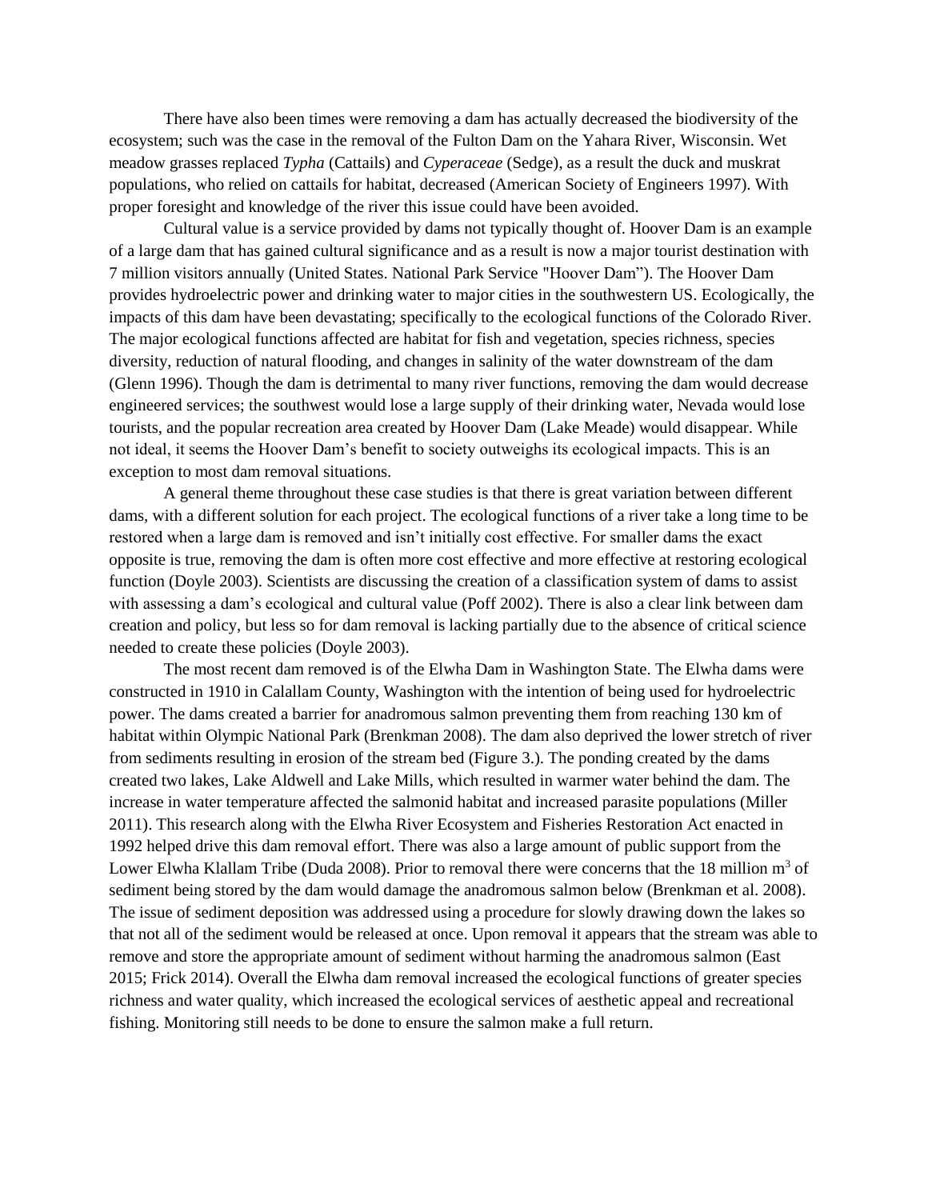There have also been times were removing a dam has actually decreased the biodiversity of the ecosystem; such was the case in the removal of the Fulton Dam on the Yahara River, Wisconsin. Wet meadow grasses replaced *Typha* (Cattails) and *Cyperaceae* (Sedge), as a result the duck and muskrat populations, who relied on cattails for habitat, decreased (American Society of Engineers 1997). With proper foresight and knowledge of the river this issue could have been avoided.

Cultural value is a service provided by dams not typically thought of. Hoover Dam is an example of a large dam that has gained cultural significance and as a result is now a major tourist destination with 7 million visitors annually (United States. National Park Service "Hoover Dam"). The Hoover Dam provides hydroelectric power and drinking water to major cities in the southwestern US. Ecologically, the impacts of this dam have been devastating; specifically to the ecological functions of the Colorado River. The major ecological functions affected are habitat for fish and vegetation, species richness, species diversity, reduction of natural flooding, and changes in salinity of the water downstream of the dam (Glenn 1996). Though the dam is detrimental to many river functions, removing the dam would decrease engineered services; the southwest would lose a large supply of their drinking water, Nevada would lose tourists, and the popular recreation area created by Hoover Dam (Lake Meade) would disappear. While not ideal, it seems the Hoover Dam's benefit to society outweighs its ecological impacts. This is an exception to most dam removal situations.

A general theme throughout these case studies is that there is great variation between different dams, with a different solution for each project. The ecological functions of a river take a long time to be restored when a large dam is removed and isn't initially cost effective. For smaller dams the exact opposite is true, removing the dam is often more cost effective and more effective at restoring ecological function (Doyle 2003). Scientists are discussing the creation of a classification system of dams to assist with assessing a dam's ecological and cultural value (Poff 2002). There is also a clear link between dam creation and policy, but less so for dam removal is lacking partially due to the absence of critical science needed to create these policies (Doyle 2003).

The most recent dam removed is of the Elwha Dam in Washington State. The Elwha dams were constructed in 1910 in Calallam County, Washington with the intention of being used for hydroelectric power. The dams created a barrier for anadromous salmon preventing them from reaching 130 km of habitat within Olympic National Park (Brenkman 2008). The dam also deprived the lower stretch of river from sediments resulting in erosion of the stream bed (Figure 3.). The ponding created by the dams created two lakes, Lake Aldwell and Lake Mills, which resulted in warmer water behind the dam. The increase in water temperature affected the salmonid habitat and increased parasite populations (Miller 2011). This research along with the Elwha River Ecosystem and Fisheries Restoration Act enacted in 1992 helped drive this dam removal effort. There was also a large amount of public support from the Lower Elwha Klallam Tribe (Duda 2008). Prior to removal there were concerns that the 18 million $m^3$ of sediment being stored by the dam would damage the anadromous salmon below (Brenkman et al. 2008). The issue of sediment deposition was addressed using a procedure for slowly drawing down the lakes so that not all of the sediment would be released at once. Upon removal it appears that the stream was able to remove and store the appropriate amount of sediment without harming the anadromous salmon (East 2015; Frick 2014). Overall the Elwha dam removal increased the ecological functions of greater species richness and water quality, which increased the ecological services of aesthetic appeal and recreational fishing. Monitoring still needs to be done to ensure the salmon make a full return.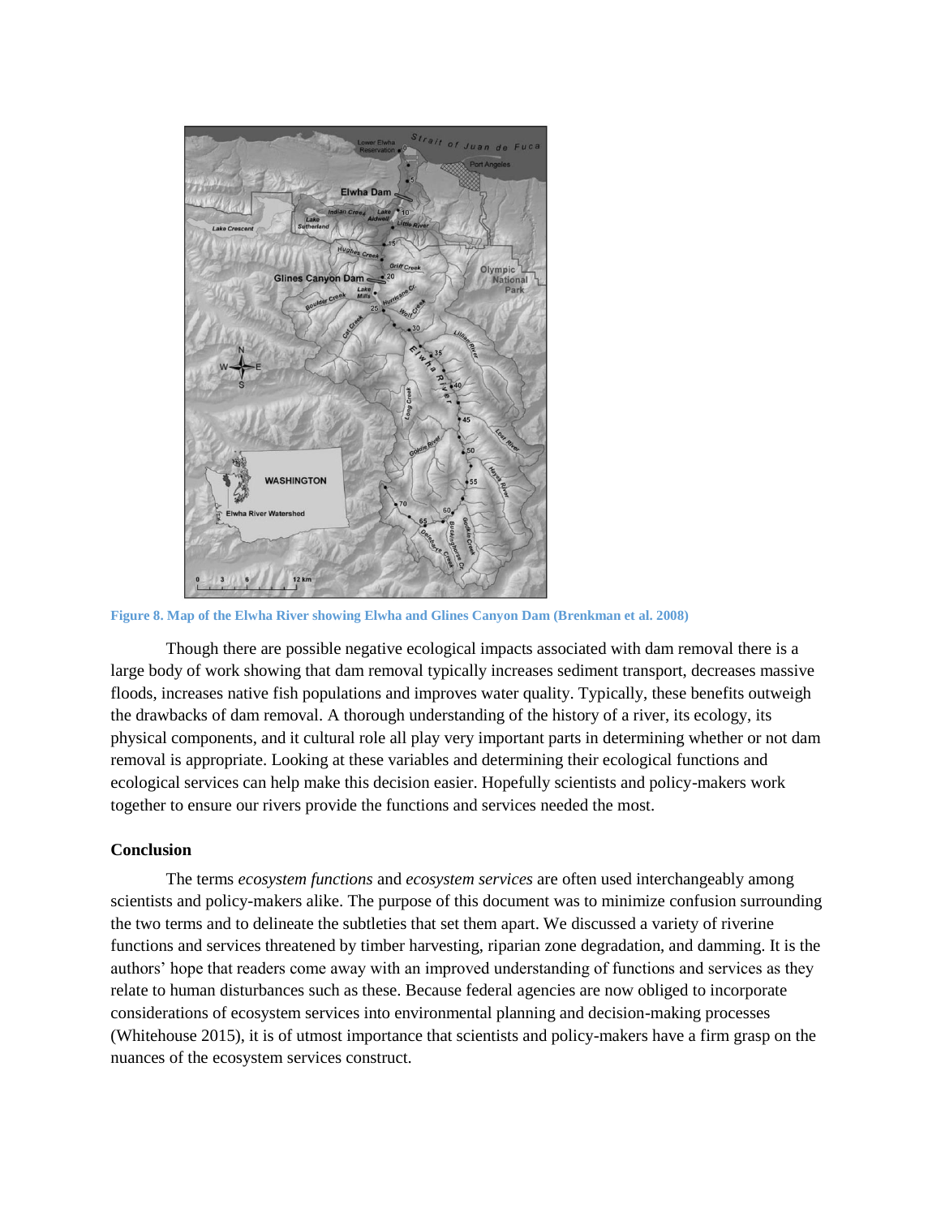Figure 8. Map of the Elwha River showing Elwha and Glines Canyon Dam (Brenkman et al. 2008)

Though there are possible negative ecological impacts associated with dam removal there is a large body of work showing that dam removal typically increases sediment transport, decreases massive floods, increases native fish populations and improves water quality. Typically, these benefits outweigh the drawbacks of dam removal. A thorough understanding of the history of a river, its ecology, its physical components, and it cultural role all play very important parts in determining whether or not dam removal is appropriate. Looking at these variables and determining their ecological functions and ecological services can help make this decision easier. Hopefully scientists and policy-makers work together to ensure our rivers provide the functions and services needed the most.

## Conclusion

The terms *ecosystem functions* and *ecosystem services* are often used interchangeably among scientists and policy-makers alike. The purpose of this document was to minimize confusion surrounding the two terms and to delineate the subtleties that set them apart. We discussed a variety of riverine functions and services threatened by timber harvesting, riparian zone degradation, and damming. It is the authors' hope that readers come away with an improved understanding of functions and services as they relate to human disturbances such as these. Because federal agencies are now obliged to incorporate considerations of ecosystem services into environmental planning and decision-making processes (Whitehouse 2015), it is of utmost importance that scientists and policy-makers have a firm grasp on the nuances of the ecosystem services construct.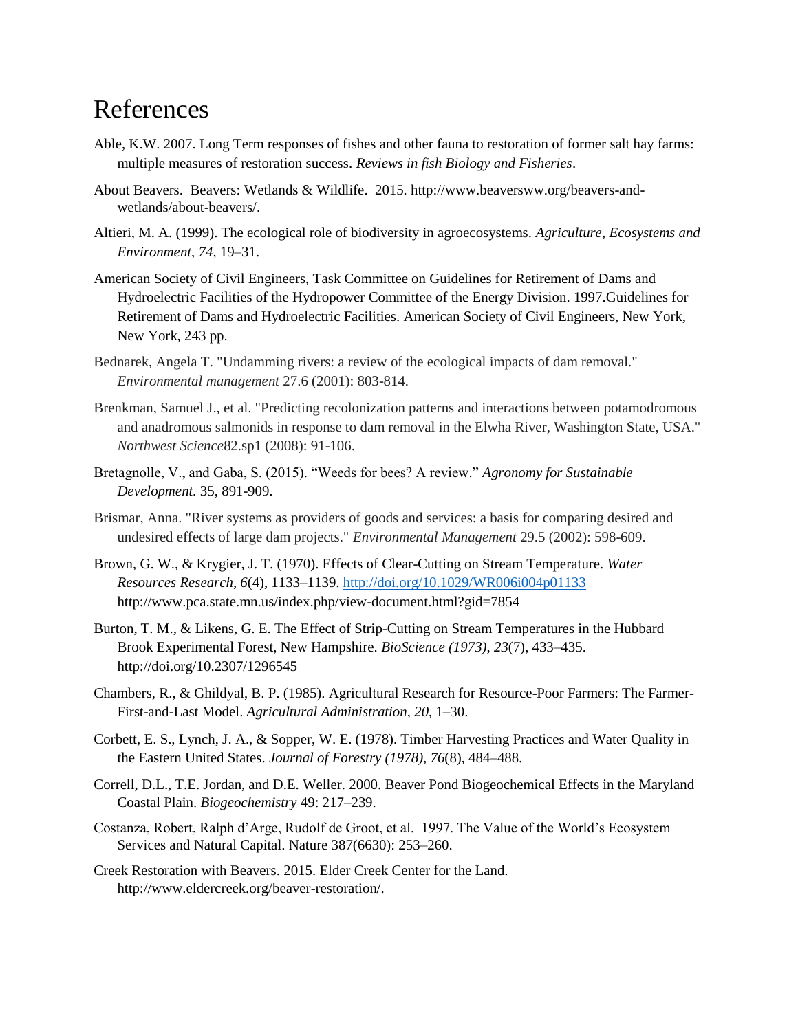# References

Able, K.W. 2007. Long Term responses of fishes and other fauna to restoration of former salt hay farms: multiple measures of restoration success. *Reviews in fish Biology and Fisheries*.

About Beavers. Beavers: Wetlands & Wildlife. 2015. http://www.beaversww.org/beavers-and-wetlands/about-beavers/.

Altieri, M. A. (1999). The ecological role of biodiversity in agroecosystems. *Agriculture, Ecosystems and Environment*, *74*, 19–31.

American Society of Civil Engineers, Task Committee on Guidelines for Retirement of Dams and Hydroelectric Facilities of the Hydropower Committee of the Energy Division. 1997.Guidelines for Retirement of Dams and Hydroelectric Facilities. American Society of Civil Engineers, New York, New York, 243 pp.

Bednarek, Angela T. "Undamming rivers: a review of the ecological impacts of dam removal." *Environmental management* 27.6 (2001): 803-814.

Brenkman, Samuel J., et al. "Predicting recolonization patterns and interactions between potamodromous and anadromous salmonids in response to dam removal in the Elwha River, Washington State, USA." *Northwest Science*82.sp1 (2008): 91-106.

Bretagnolle, V., and Gaba, S. (2015). "Weeds for bees? A review." *Agronomy for Sustainable Development.* 35, 891-909.

Brismar, Anna. "River systems as providers of goods and services: a basis for comparing desired and undesired effects of large dam projects." *Environmental Management* 29.5 (2002): 598-609.

Brown, G. W., & Krygier, J. T. (1970). Effects of Clear-Cutting on Stream Temperature. *Water Resources Research*, *6*(4), 1133–1139. http://doi.org/10.1029/WR006i004p01133 http://www.pca.state.mn.us/index.php/view-document.html?gid=7854

Burton, T. M., & Likens, G. E. The Effect of Strip-Cutting on Stream Temperatures in the Hubbard Brook Experimental Forest, New Hampshire. *BioScience (1973)*, *23*(7), 433–435. http://doi.org/10.2307/1296545

Chambers, R., & Ghildyal, B. P. (1985). Agricultural Research for Resource-Poor Farmers: The Farmer-First-and-Last Model. *Agricultural Administration*, *20*, 1–30.

Corbett, E. S., Lynch, J. A., & Sopper, W. E. (1978). Timber Harvesting Practices and Water Quality in the Eastern United States. *Journal of Forestry (1978)*, *76*(8), 484–488.

Correll, D.L., T.E. Jordan, and D.E. Weller. 2000. Beaver Pond Biogeochemical Effects in the Maryland Coastal Plain. *Biogeochemistry* 49: 217–239.

Costanza, Robert, Ralph d'Arge, Rudolf de Groot, et al. 1997. The Value of the World's Ecosystem Services and Natural Capital. Nature 387(6630): 253–260.

Creek Restoration with Beavers. 2015. Elder Creek Center for the Land. http://www.eldercreek.org/beaver-restoration/.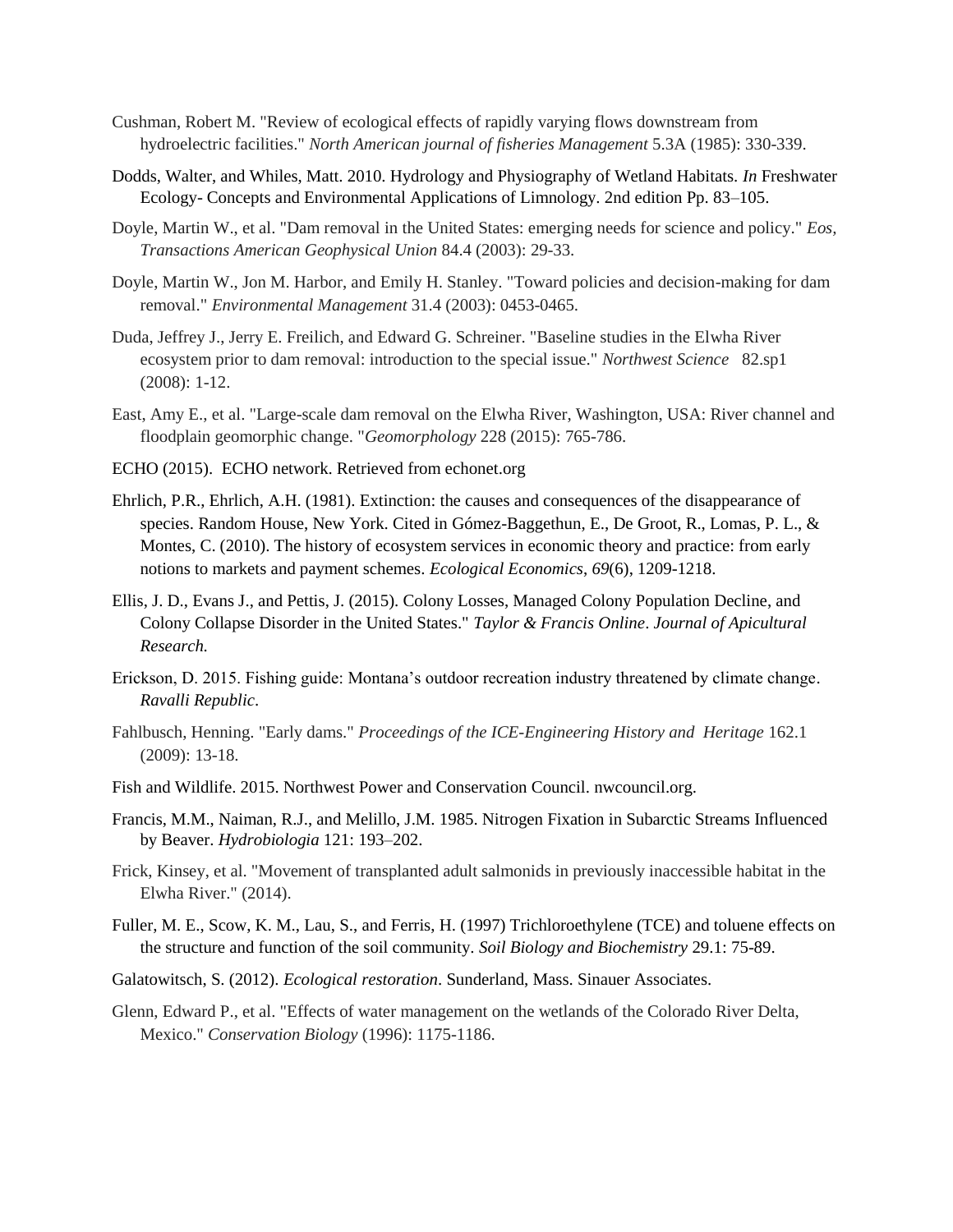Cushman, Robert M. "Review of ecological effects of rapidly varying flows downstream from hydroelectric facilities." *North American journal of fisheries Management* 5.3A (1985): 330-339.

Dodds, Walter, and Whiles, Matt. 2010. Hydrology and Physiography of Wetland Habitats. *In* Freshwater Ecology- Concepts and Environmental Applications of Limnology. 2nd edition Pp. 83–105.

Doyle, Martin W., et al. "Dam removal in the United States: emerging needs for science and policy." *Eos, Transactions American Geophysical Union* 84.4 (2003): 29-33.

Doyle, Martin W., Jon M. Harbor, and Emily H. Stanley. "Toward policies and decision-making for dam removal." *Environmental Management* 31.4 (2003): 0453-0465.

Duda, Jeffrey J., Jerry E. Freilich, and Edward G. Schreiner. "Baseline studies in the Elwha River ecosystem prior to dam removal: introduction to the special issue." *Northwest Science* 82.sp1 (2008): 1-12.

East, Amy E., et al. "Large-scale dam removal on the Elwha River, Washington, USA: River channel and floodplain geomorphic change. "*Geomorphology* 228 (2015): 765-786.

ECHO (2015). ECHO network. Retrieved from echonet.org

Ehrlich, P.R., Ehrlich, A.H. (1981). Extinction: the causes and consequences of the disappearance of species. Random House, New York. Cited in Gómez-Baggethun, E., De Groot, R., Lomas, P. L., & Montes, C. (2010). The history of ecosystem services in economic theory and practice: from early notions to markets and payment schemes. *Ecological Economics*, *69*(6), 1209-1218.

Ellis, J. D., Evans J., and Pettis, J. (2015). Colony Losses, Managed Colony Population Decline, and Colony Collapse Disorder in the United States." *Taylor & Francis Online*. *Journal of Apicultural Research.*

Erickson, D. 2015. Fishing guide: Montana's outdoor recreation industry threatened by climate change. *Ravalli Republic*.

Fahlbusch, Henning. "Early dams." *Proceedings of the ICE-Engineering History and Heritage* 162.1 (2009): 13-18.

Fish and Wildlife. 2015. Northwest Power and Conservation Council. nwcouncil.org.

Francis, M.M., Naiman, R.J., and Melillo, J.M. 1985. Nitrogen Fixation in Subarctic Streams Influenced by Beaver. *Hydrobiologia* 121: 193–202.

Frick, Kinsey, et al. "Movement of transplanted adult salmonids in previously inaccessible habitat in the Elwha River." (2014).

Fuller, M. E., Scow, K. M., Lau, S., and Ferris, H. (1997) Trichloroethylene (TCE) and toluene effects on the structure and function of the soil community. *Soil Biology and Biochemistry* 29.1: 75-89.

Galatowitsch, S. (2012). *Ecological restoration*. Sunderland, Mass. Sinauer Associates.

Glenn, Edward P., et al. "Effects of water management on the wetlands of the Colorado River Delta, Mexico." *Conservation Biology* (1996): 1175-1186.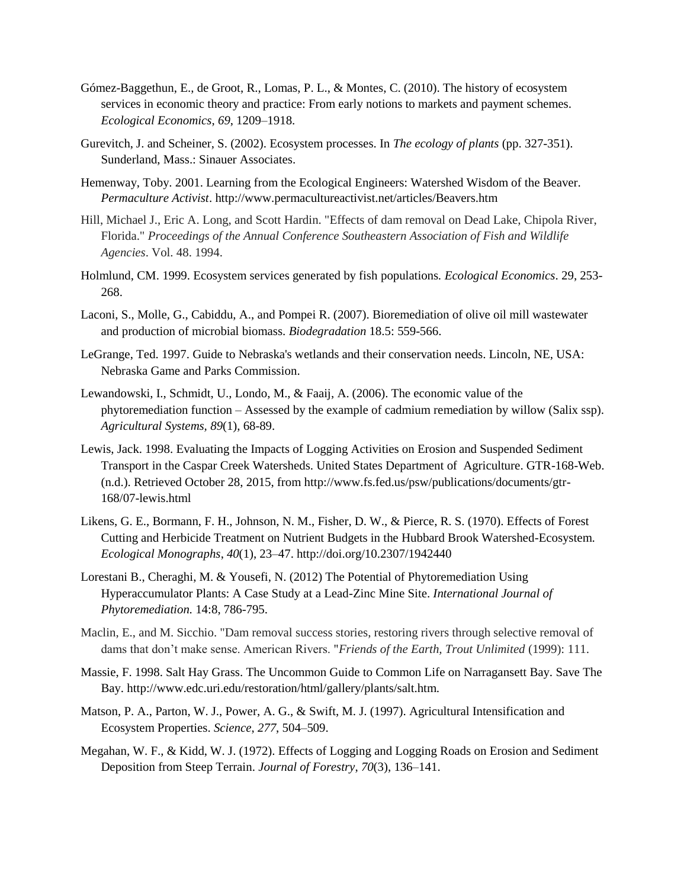Gómez-Baggethun, E., de Groot, R., Lomas, P. L., & Montes, C. (2010). The history of ecosystem services in economic theory and practice: From early notions to markets and payment schemes. *Ecological Economics*, *69*, 1209–1918.

Gurevitch, J. and Scheiner, S. (2002). Ecosystem processes. In *The ecology of plants* (pp. 327-351). Sunderland, Mass.: Sinauer Associates.

Hemenway, Toby. 2001. Learning from the Ecological Engineers: Watershed Wisdom of the Beaver. *Permaculture Activist*. http://www.permacultureactivist.net/articles/Beavers.htm

Hill, Michael J., Eric A. Long, and Scott Hardin. "Effects of dam removal on Dead Lake, Chipola River, Florida." *Proceedings of the Annual Conference Southeastern Association of Fish and Wildlife Agencies*. Vol. 48. 1994.

Holmlund, CM. 1999. Ecosystem services generated by fish populations. *Ecological Economics*. 29, 253-268.

Laconi, S., Molle, G., Cabiddu, A., and Pompei R. (2007). Bioremediation of olive oil mill wastewater and production of microbial biomass. *Biodegradation* 18.5: 559-566.

LeGrange, Ted. 1997. Guide to Nebraska's wetlands and their conservation needs. Lincoln, NE, USA: Nebraska Game and Parks Commission.

Lewandowski, I., Schmidt, U., Londo, M., & Faaij, A. (2006). The economic value of the phytoremediation function – Assessed by the example of cadmium remediation by willow (Salix ssp). *Agricultural Systems, 89*(1), 68-89.

Lewis, Jack. 1998. Evaluating the Impacts of Logging Activities on Erosion and Suspended Sediment Transport in the Caspar Creek Watersheds. United States Department of Agriculture. GTR-168-Web. (n.d.). Retrieved October 28, 2015, from http://www.fs.fed.us/psw/publications/documents/gtr-168/07-lewis.html

Likens, G. E., Bormann, F. H., Johnson, N. M., Fisher, D. W., & Pierce, R. S. (1970). Effects of Forest Cutting and Herbicide Treatment on Nutrient Budgets in the Hubbard Brook Watershed-Ecosystem. *Ecological Monographs*, *40*(1), 23–47. http://doi.org/10.2307/1942440

Lorestani B., Cheraghi, M. & Yousefi, N. (2012) The Potential of Phytoremediation Using Hyperaccumulator Plants: A Case Study at a Lead-Zinc Mine Site. *International Journal of Phytoremediation.* 14:8, 786-795.

Maclin, E., and M. Sicchio. "Dam removal success stories, restoring rivers through selective removal of dams that don't make sense. American Rivers. "*Friends of the Earth, Trout Unlimited* (1999): 111.

Massie, F. 1998. Salt Hay Grass. The Uncommon Guide to Common Life on Narragansett Bay. Save The Bay. http://www.edc.uri.edu/restoration/html/gallery/plants/salt.htm.

Matson, P. A., Parton, W. J., Power, A. G., & Swift, M. J. (1997). Agricultural Intensification and Ecosystem Properties. *Science*, *277*, 504–509.

Megahan, W. F., & Kidd, W. J. (1972). Effects of Logging and Logging Roads on Erosion and Sediment Deposition from Steep Terrain. *Journal of Forestry*, *70*(3), 136–141.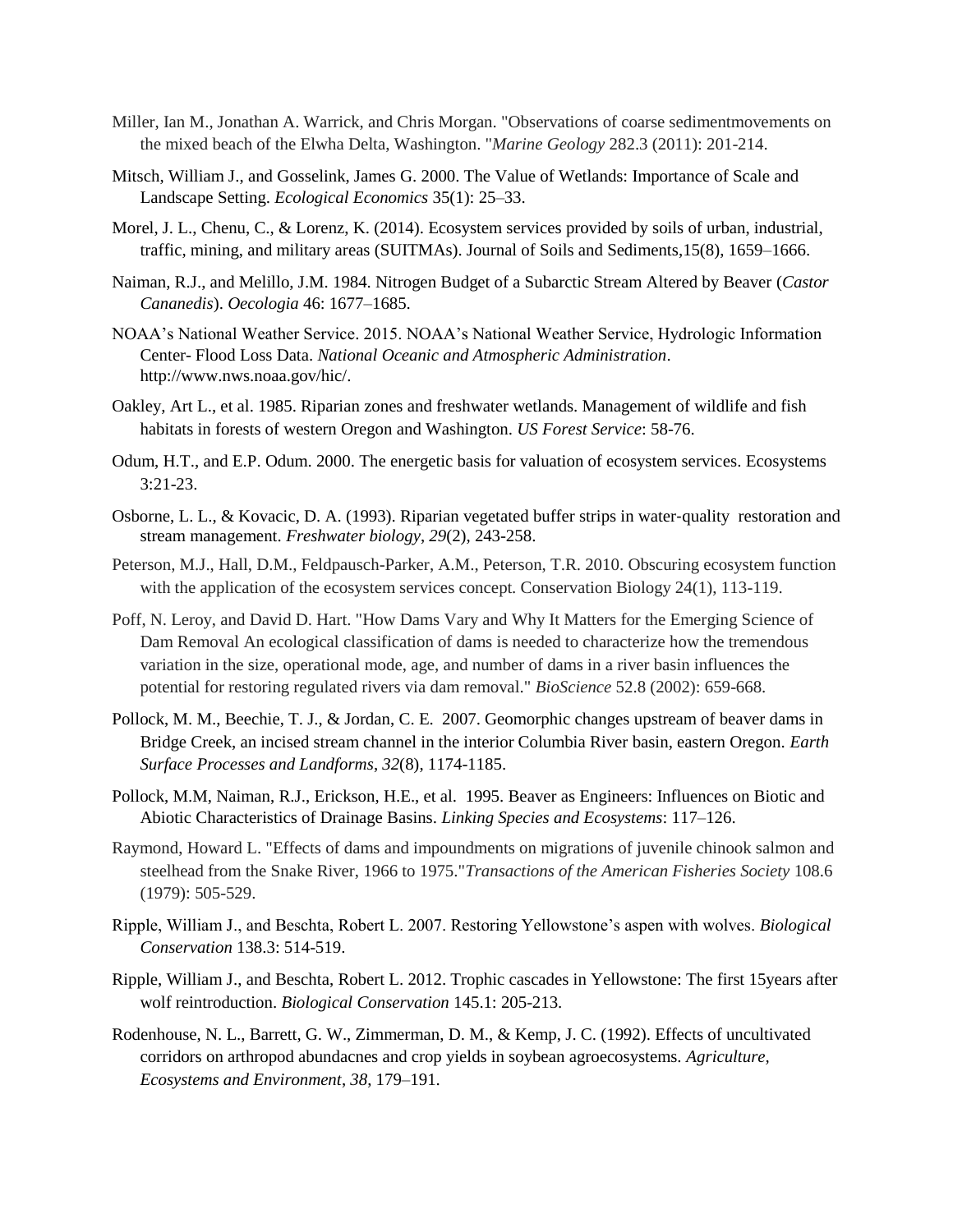Miller, Ian M., Jonathan A. Warrick, and Chris Morgan. "Observations of coarse sedimentmovements on the mixed beach of the Elwha Delta, Washington. "*Marine Geology* 282.3 (2011): 201-214.

Mitsch, William J., and Gosselink, James G. 2000. The Value of Wetlands: Importance of Scale and Landscape Setting. *Ecological Economics* 35(1): 25–33.

Morel, J. L., Chenu, C., & Lorenz, K. (2014). Ecosystem services provided by soils of urban, industrial, traffic, mining, and military areas (SUITMAs). Journal of Soils and Sediments,15(8), 1659–1666.

Naiman, R.J., and Melillo, J.M. 1984. Nitrogen Budget of a Subarctic Stream Altered by Beaver (*Castor Cananedis*). *Oecologia* 46: 1677–1685.

NOAA's National Weather Service. 2015. NOAA's National Weather Service, Hydrologic Information Center- Flood Loss Data. *National Oceanic and Atmospheric Administration*. http://www.nws.noaa.gov/hic/.

Oakley, Art L., et al. 1985. Riparian zones and freshwater wetlands. Management of wildlife and fish habitats in forests of western Oregon and Washington. *US Forest Service*: 58-76.

Odum, H.T., and E.P. Odum. 2000. The energetic basis for valuation of ecosystem services. Ecosystems 3:21-23.

Osborne, L. L., & Kovacic, D. A. (1993). Riparian vegetated buffer strips in water‐quality restoration and stream management. *Freshwater biology*, *29*(2), 243-258.

Peterson, M.J., Hall, D.M., Feldpausch-Parker, A.M., Peterson, T.R. 2010. Obscuring ecosystem function with the application of the ecosystem services concept. Conservation Biology 24(1), 113-119.

Poff, N. Leroy, and David D. Hart. "How Dams Vary and Why It Matters for the Emerging Science of Dam Removal An ecological classification of dams is needed to characterize how the tremendous variation in the size, operational mode, age, and number of dams in a river basin influences the potential for restoring regulated rivers via dam removal." *BioScience* 52.8 (2002): 659-668.

Pollock, M. M., Beechie, T. J., & Jordan, C. E. 2007. Geomorphic changes upstream of beaver dams in Bridge Creek, an incised stream channel in the interior Columbia River basin, eastern Oregon. *Earth Surface Processes and Landforms*, *32*(8), 1174-1185.

Pollock, M.M, Naiman, R.J., Erickson, H.E., et al. 1995. Beaver as Engineers: Influences on Biotic and Abiotic Characteristics of Drainage Basins. *Linking Species and Ecosystems*: 117–126.

Raymond, Howard L. "Effects of dams and impoundments on migrations of juvenile chinook salmon and steelhead from the Snake River, 1966 to 1975."*Transactions of the American Fisheries Society* 108.6 (1979): 505-529.

Ripple, William J., and Beschta, Robert L. 2007. Restoring Yellowstone's aspen with wolves. *Biological Conservation* 138.3: 514-519.

Ripple, William J., and Beschta, Robert L. 2012. Trophic cascades in Yellowstone: The first 15years after wolf reintroduction. *Biological Conservation* 145.1: 205-213.

Rodenhouse, N. L., Barrett, G. W., Zimmerman, D. M., & Kemp, J. C. (1992). Effects of uncultivated corridors on arthropod abundacnes and crop yields in soybean agroecosystems. *Agriculture, Ecosystems and Environment*, *38*, 179–191.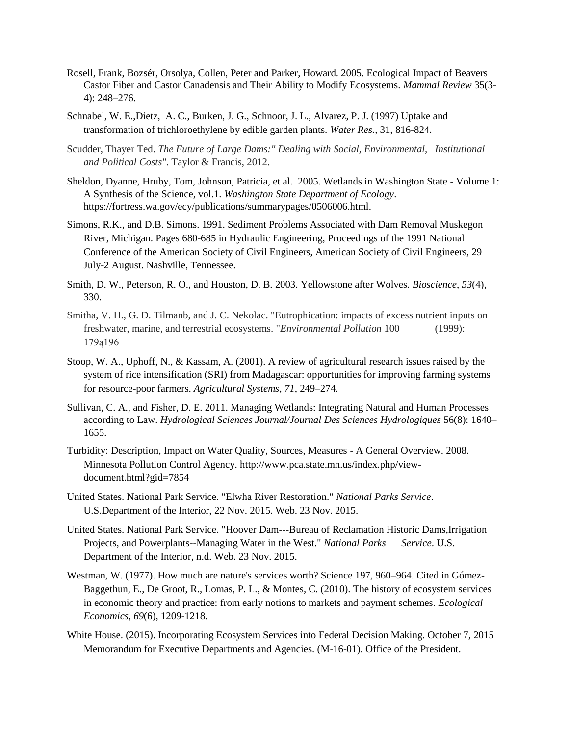Rosell, Frank, Bozsér, Orsolya, Collen, Peter and Parker, Howard. 2005. Ecological Impact of Beavers Castor Fiber and Castor Canadensis and Their Ability to Modify Ecosystems. *Mammal Review* 35(3-4): 248–276.

Schnabel, W. E.,Dietz, A. C., Burken, J. G., Schnoor, J. L., Alvarez, P. J. (1997) Uptake and transformation of trichloroethylene by edible garden plants. *Water Res.*, 31, 816-824.

Scudder, Thayer Ted. *The Future of Large Dams:" Dealing with Social, Environmental, Institutional and Political Costs"*. Taylor & Francis, 2012.

Sheldon, Dyanne, Hruby, Tom, Johnson, Patricia, et al. 2005. Wetlands in Washington State - Volume 1: A Synthesis of the Science, vol.1. *Washington State Department of Ecology*. https://fortress.wa.gov/ecy/publications/summarypages/0506006.html.

Simons, R.K., and D.B. Simons. 1991. Sediment Problems Associated with Dam Removal Muskegon River, Michigan. Pages 680-685 in Hydraulic Engineering, Proceedings of the 1991 National Conference of the American Society of Civil Engineers, American Society of Civil Engineers, 29 July-2 August. Nashville, Tennessee.

Smith, D. W., Peterson, R. O., and Houston, D. B. 2003. Yellowstone after Wolves. *Bioscience*, *53*(4), 330.

Smitha, V. H., G. D. Tilmanb, and J. C. Nekolac. "Eutrophication: impacts of excess nutrient inputs on freshwater, marine, and terrestrial ecosystems. "*Environmental Pollution* 100 (1999): 179ą196

Stoop, W. A., Uphoff, N., & Kassam, A. (2001). A review of agricultural research issues raised by the system of rice intensification (SRI) from Madagascar: opportunities for improving farming systems for resource-poor farmers. *Agricultural Systems*, *71*, 249–274.

Sullivan, C. A., and Fisher, D. E. 2011. Managing Wetlands: Integrating Natural and Human Processes according to Law. *Hydrological Sciences Journal/Journal Des Sciences Hydrologiques* 56(8): 1640–1655.

Turbidity: Description, Impact on Water Quality, Sources, Measures - A General Overview. 2008. Minnesota Pollution Control Agency. http://www.pca.state.mn.us/index.php/view-document.html?gid=7854

United States. National Park Service. "Elwha River Restoration." *National Parks Service*. U.S.Department of the Interior, 22 Nov. 2015. Web. 23 Nov. 2015.

United States. National Park Service. "Hoover Dam---Bureau of Reclamation Historic Dams,Irrigation Projects, and Powerplants--Managing Water in the West." *National Parks Service*. U.S. Department of the Interior, n.d. Web. 23 Nov. 2015.

Westman, W. (1977). How much are nature's services worth? Science 197, 960–964. Cited in Gómez-Baggethun, E., De Groot, R., Lomas, P. L., & Montes, C. (2010). The history of ecosystem services in economic theory and practice: from early notions to markets and payment schemes. *Ecological Economics*, *69*(6), 1209-1218.

White House. (2015). Incorporating Ecosystem Services into Federal Decision Making. October 7, 2015 Memorandum for Executive Departments and Agencies. (M-16-01). Office of the President.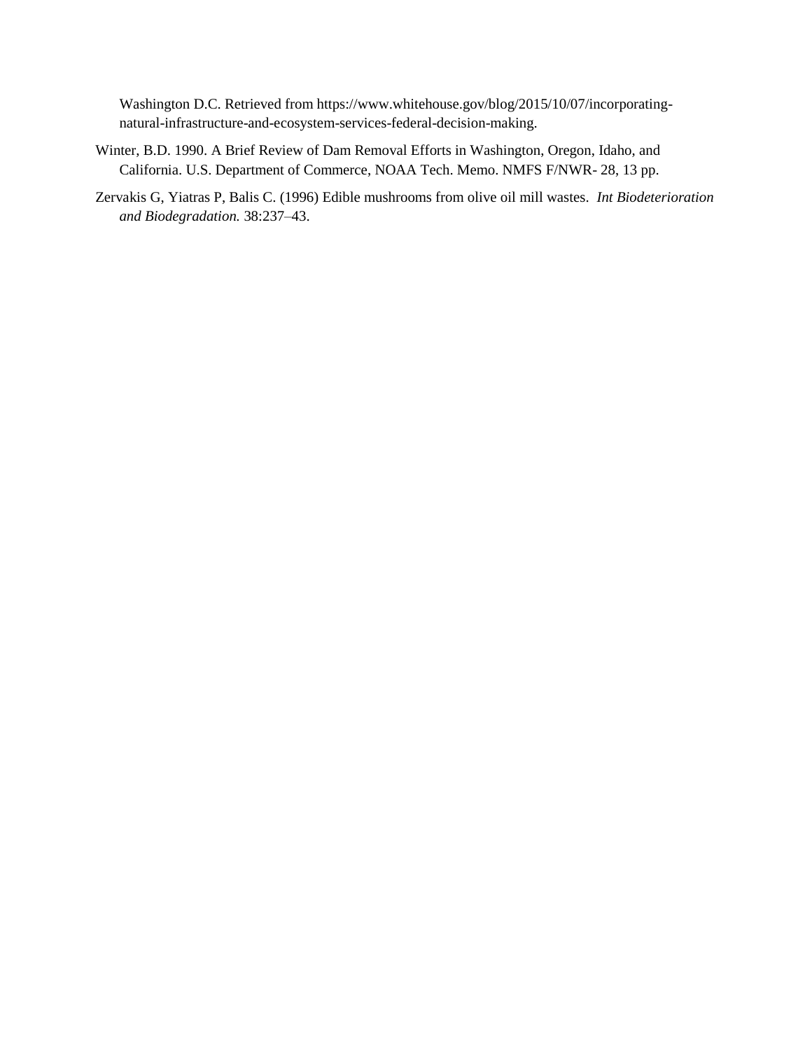Washington D.C. Retrieved from https://www.whitehouse.gov/blog/2015/10/07/incorporating-natural-infrastructure-and-ecosystem-services-federal-decision-making.

Winter, B.D. 1990. A Brief Review of Dam Removal Efforts in Washington, Oregon, Idaho, and California. U.S. Department of Commerce, NOAA Tech. Memo. NMFS F/NWR- 28, 13 pp.

Zervakis G, Yiatras P, Balis C. (1996) Edible mushrooms from olive oil mill wastes. *Int Biodeterioration and Biodegradation.* 38:237–43.